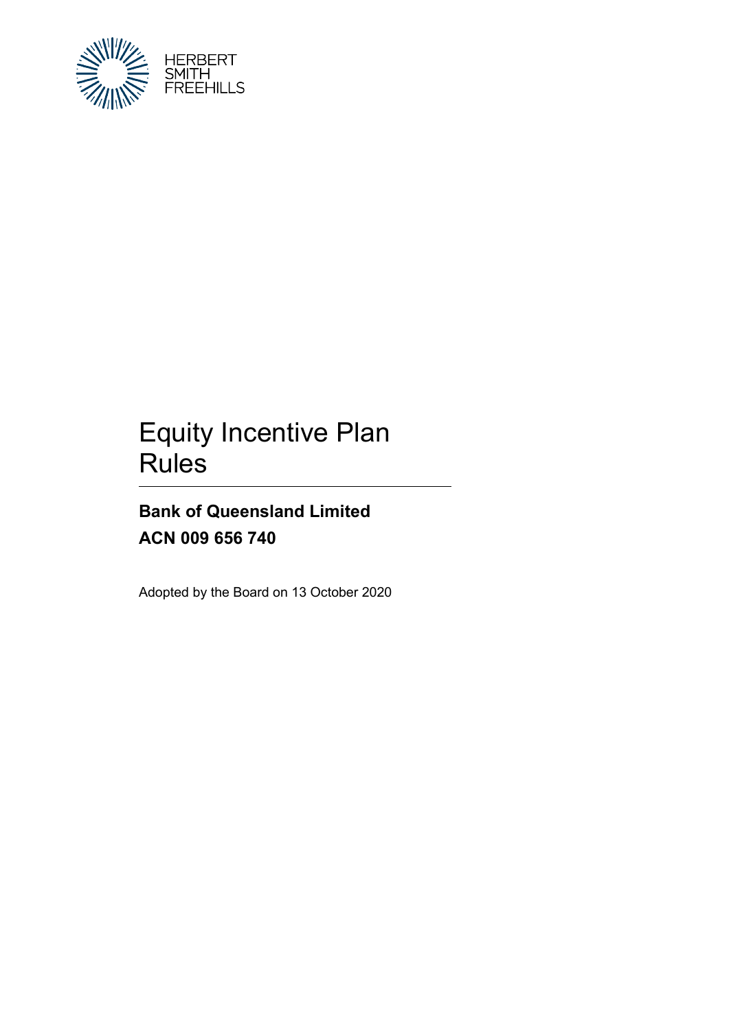HERBERT
SMITH
FREEHILLS

# Equity Incentive Plan Rules

**Bank of Queensland Limited**

**ACN 009 656 740**

Adopted by the Board on 13 October 2020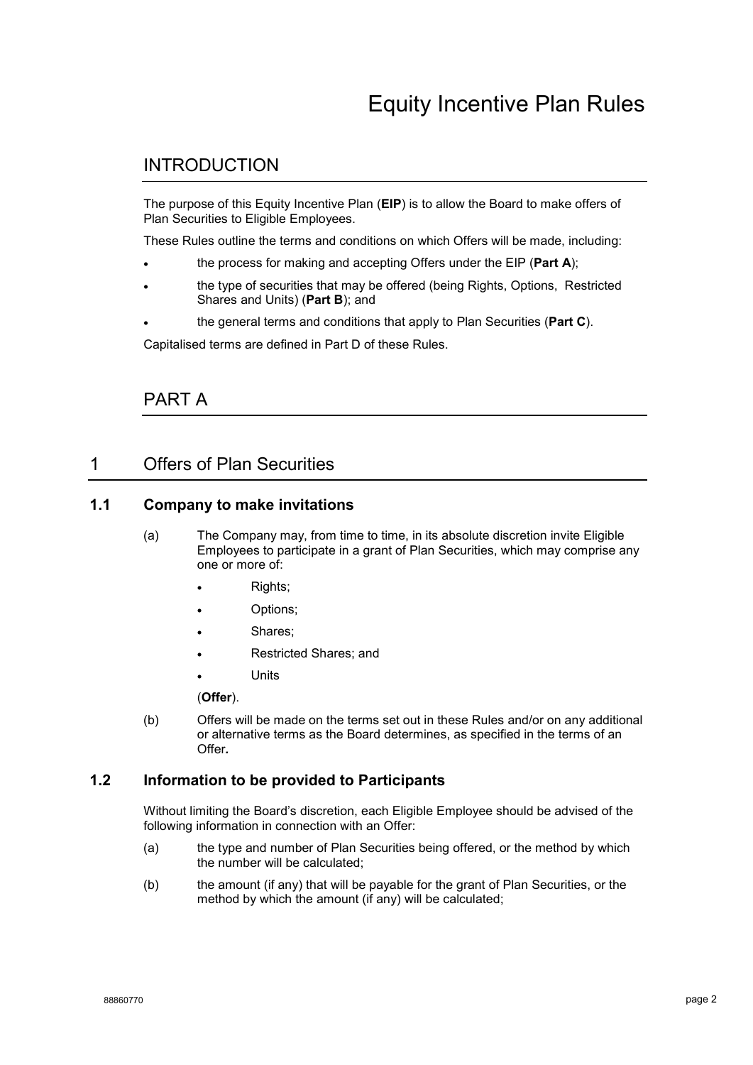# Equity Incentive Plan Rules

## INTRODUCTION

The purpose of this Equity Incentive Plan (**EIP**) is to allow the Board to make offers of Plan Securities to Eligible Employees.

These Rules outline the terms and conditions on which Offers will be made, including:

- the process for making and accepting Offers under the EIP (**Part A**);
- the type of securities that may be offered (being Rights, Options, Restricted Shares and Units) (**Part B**); and
- the general terms and conditions that apply to Plan Securities (**Part C**).

Capitalised terms are defined in Part D of these Rules.

## PART A

## 1 Offers of Plan Securities

### 1.1 Company to make invitations

(a) The Company may, from time to time, in its absolute discretion invite Eligible Employees to participate in a grant of Plan Securities, which may comprise any one or more of:

- Rights;
- Options;
- Shares;
- Restricted Shares; and
- Units

(**Offer**).

(b) Offers will be made on the terms set out in these Rules and/or on any additional or alternative terms as the Board determines, as specified in the terms of an Offer**.**

### 1.2 Information to be provided to Participants

Without limiting the Board's discretion, each Eligible Employee should be advised of the following information in connection with an Offer:

(a) the type and number of Plan Securities being offered, or the method by which the number will be calculated;

(b) the amount (if any) that will be payable for the grant of Plan Securities, or the method by which the amount (if any) will be calculated;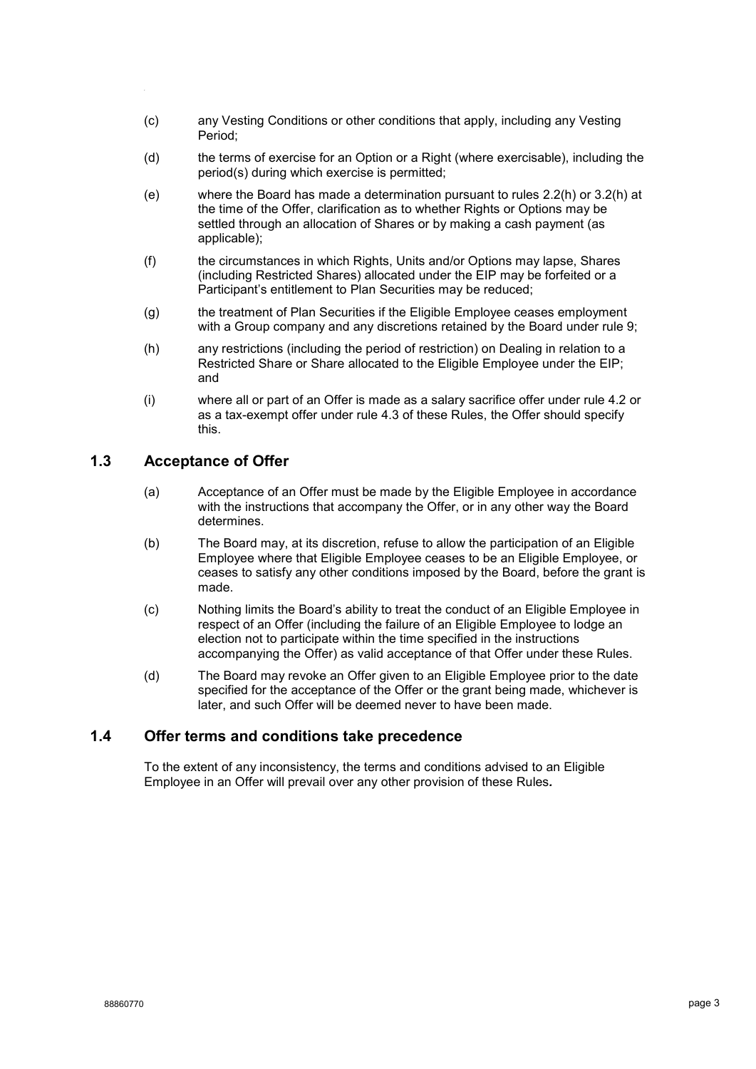(c) any Vesting Conditions or other conditions that apply, including any Vesting Period;

(d) the terms of exercise for an Option or a Right (where exercisable), including the period(s) during which exercise is permitted;

(e) where the Board has made a determination pursuant to rules 2.2(h) or 3.2(h) at the time of the Offer, clarification as to whether Rights or Options may be settled through an allocation of Shares or by making a cash payment (as applicable);

(f) the circumstances in which Rights, Units and/or Options may lapse, Shares (including Restricted Shares) allocated under the EIP may be forfeited or a Participant's entitlement to Plan Securities may be reduced;

(g) the treatment of Plan Securities if the Eligible Employee ceases employment with a Group company and any discretions retained by the Board under rule 9;

(h) any restrictions (including the period of restriction) on Dealing in relation to a Restricted Share or Share allocated to the Eligible Employee under the EIP; and

(i) where all or part of an Offer is made as a salary sacrifice offer under rule 4.2 or as a tax-exempt offer under rule 4.3 of these Rules, the Offer should specify this.

## 1.3 Acceptance of Offer

(a) Acceptance of an Offer must be made by the Eligible Employee in accordance with the instructions that accompany the Offer, or in any other way the Board determines.

(b) The Board may, at its discretion, refuse to allow the participation of an Eligible Employee where that Eligible Employee ceases to be an Eligible Employee, or ceases to satisfy any other conditions imposed by the Board, before the grant is made.

(c) Nothing limits the Board's ability to treat the conduct of an Eligible Employee in respect of an Offer (including the failure of an Eligible Employee to lodge an election not to participate within the time specified in the instructions accompanying the Offer) as valid acceptance of that Offer under these Rules.

(d) The Board may revoke an Offer given to an Eligible Employee prior to the date specified for the acceptance of the Offer or the grant being made, whichever is later, and such Offer will be deemed never to have been made.

## 1.4 Offer terms and conditions take precedence

To the extent of any inconsistency, the terms and conditions advised to an Eligible Employee in an Offer will prevail over any other provision of these Rules.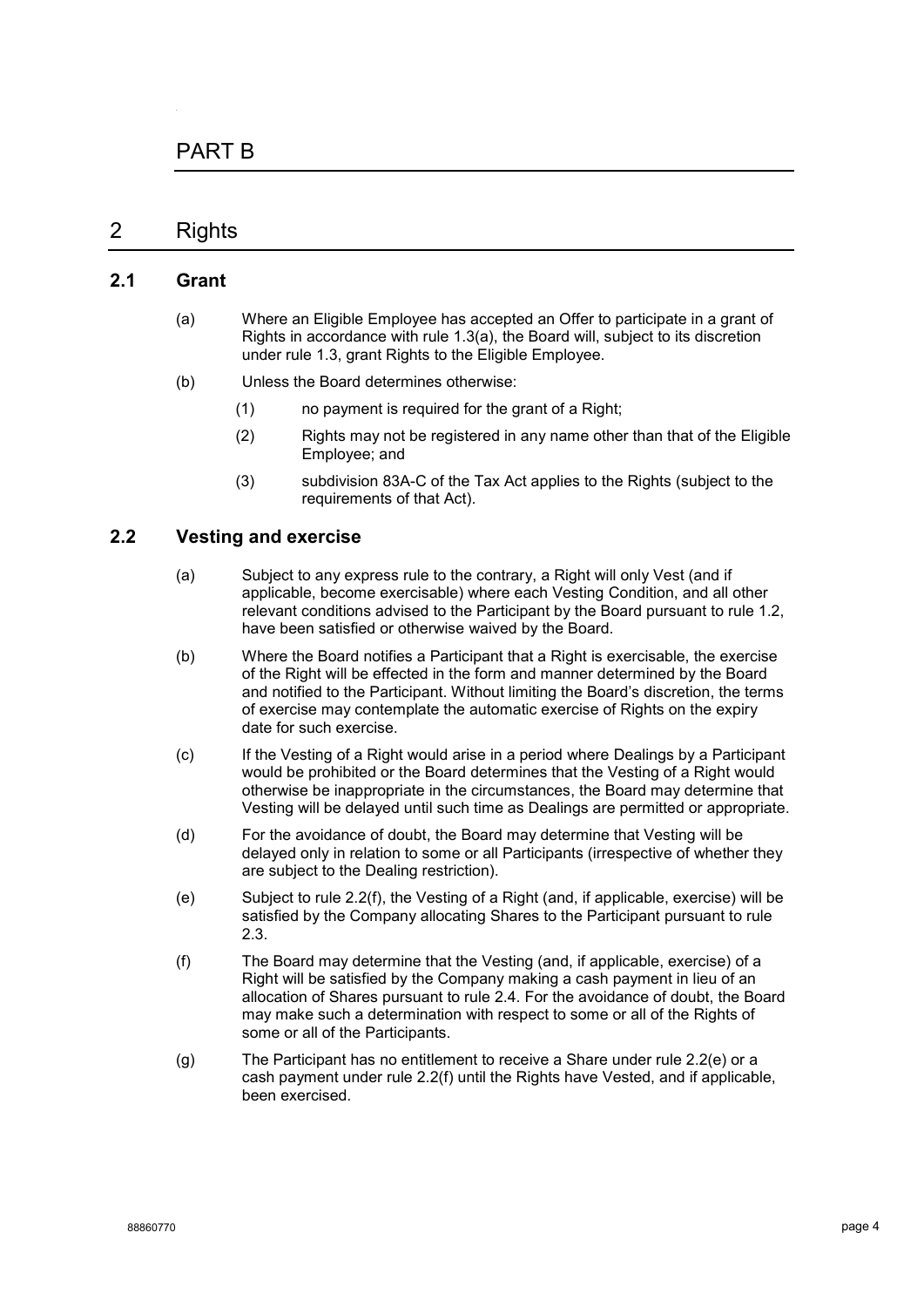# PART B

## 2 Rights

### 2.1 Grant

(a) Where an Eligible Employee has accepted an Offer to participate in a grant of Rights in accordance with rule 1.3(a), the Board will, subject to its discretion under rule 1.3, grant Rights to the Eligible Employee.

(b) Unless the Board determines otherwise:

(1) no payment is required for the grant of a Right;

(2) Rights may not be registered in any name other than that of the Eligible Employee; and

(3) subdivision 83A-C of the Tax Act applies to the Rights (subject to the requirements of that Act).

### 2.2 Vesting and exercise

(a) Subject to any express rule to the contrary, a Right will only Vest (and if applicable, become exercisable) where each Vesting Condition, and all other relevant conditions advised to the Participant by the Board pursuant to rule 1.2, have been satisfied or otherwise waived by the Board.

(b) Where the Board notifies a Participant that a Right is exercisable, the exercise of the Right will be effected in the form and manner determined by the Board and notified to the Participant. Without limiting the Board's discretion, the terms of exercise may contemplate the automatic exercise of Rights on the expiry date for such exercise.

(c) If the Vesting of a Right would arise in a period where Dealings by a Participant would be prohibited or the Board determines that the Vesting of a Right would otherwise be inappropriate in the circumstances, the Board may determine that Vesting will be delayed until such time as Dealings are permitted or appropriate.

(d) For the avoidance of doubt, the Board may determine that Vesting will be delayed only in relation to some or all Participants (irrespective of whether they are subject to the Dealing restriction).

(e) Subject to rule 2.2(f), the Vesting of a Right (and, if applicable, exercise) will be satisfied by the Company allocating Shares to the Participant pursuant to rule 2.3.

(f) The Board may determine that the Vesting (and, if applicable, exercise) of a Right will be satisfied by the Company making a cash payment in lieu of an allocation of Shares pursuant to rule 2.4. For the avoidance of doubt, the Board may make such a determination with respect to some or all of the Rights of some or all of the Participants.

(g) The Participant has no entitlement to receive a Share under rule 2.2(e) or a cash payment under rule 2.2(f) until the Rights have Vested, and if applicable, been exercised.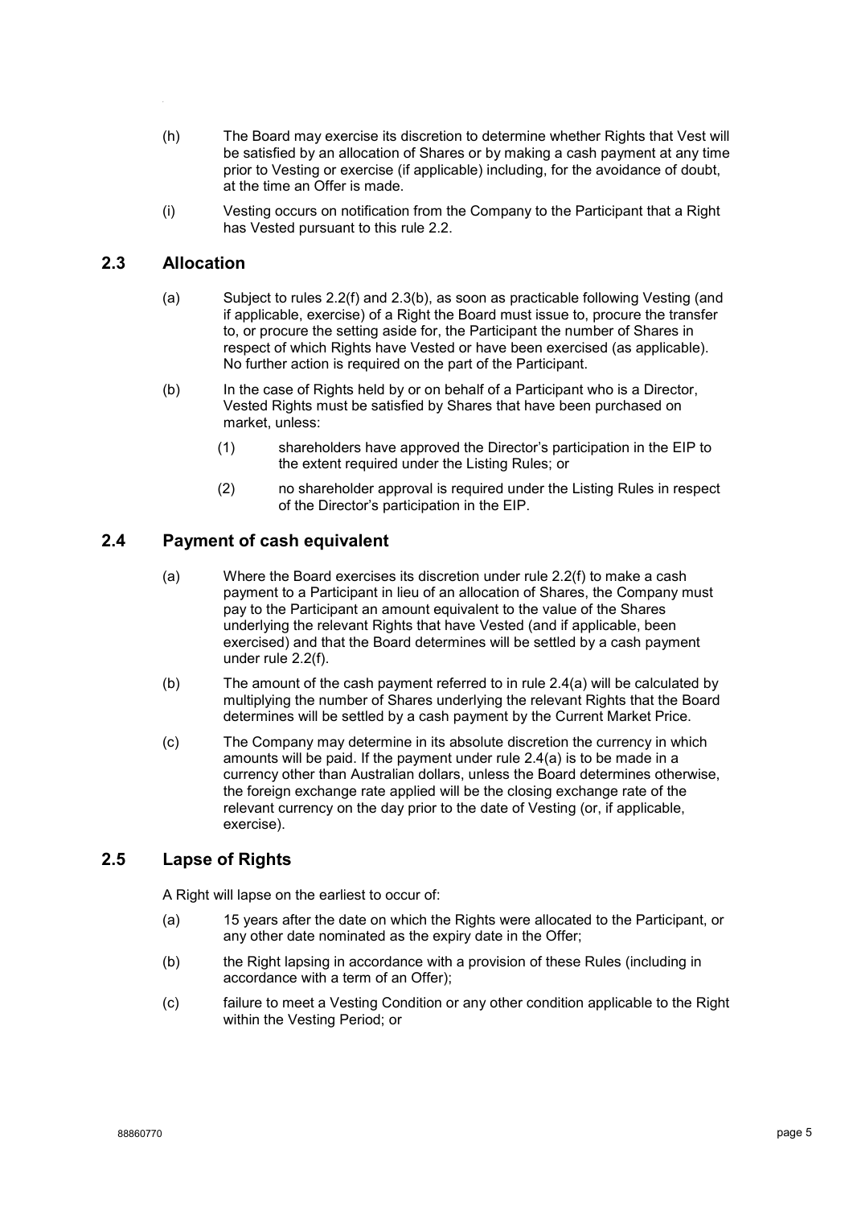(h) The Board may exercise its discretion to determine whether Rights that Vest will be satisfied by an allocation of Shares or by making a cash payment at any time prior to Vesting or exercise (if applicable) including, for the avoidance of doubt, at the time an Offer is made.

(i) Vesting occurs on notification from the Company to the Participant that a Right has Vested pursuant to this rule 2.2.

## 2.3 Allocation

(a) Subject to rules 2.2(f) and 2.3(b), as soon as practicable following Vesting (and if applicable, exercise) of a Right the Board must issue to, procure the transfer to, or procure the setting aside for, the Participant the number of Shares in respect of which Rights have Vested or have been exercised (as applicable). No further action is required on the part of the Participant.

(b) In the case of Rights held by or on behalf of a Participant who is a Director, Vested Rights must be satisfied by Shares that have been purchased on market, unless:

(1) shareholders have approved the Director's participation in the EIP to the extent required under the Listing Rules; or

(2) no shareholder approval is required under the Listing Rules in respect of the Director's participation in the EIP.

## 2.4 Payment of cash equivalent

(a) Where the Board exercises its discretion under rule 2.2(f) to make a cash payment to a Participant in lieu of an allocation of Shares, the Company must pay to the Participant an amount equivalent to the value of the Shares underlying the relevant Rights that have Vested (and if applicable, been exercised) and that the Board determines will be settled by a cash payment under rule 2.2(f).

(b) The amount of the cash payment referred to in rule 2.4(a) will be calculated by multiplying the number of Shares underlying the relevant Rights that the Board determines will be settled by a cash payment by the Current Market Price.

(c) The Company may determine in its absolute discretion the currency in which amounts will be paid. If the payment under rule 2.4(a) is to be made in a currency other than Australian dollars, unless the Board determines otherwise, the foreign exchange rate applied will be the closing exchange rate of the relevant currency on the day prior to the date of Vesting (or, if applicable, exercise).

## 2.5 Lapse of Rights

A Right will lapse on the earliest to occur of:

(a) 15 years after the date on which the Rights were allocated to the Participant, or any other date nominated as the expiry date in the Offer;

(b) the Right lapsing in accordance with a provision of these Rules (including in accordance with a term of an Offer);

(c) failure to meet a Vesting Condition or any other condition applicable to the Right within the Vesting Period; or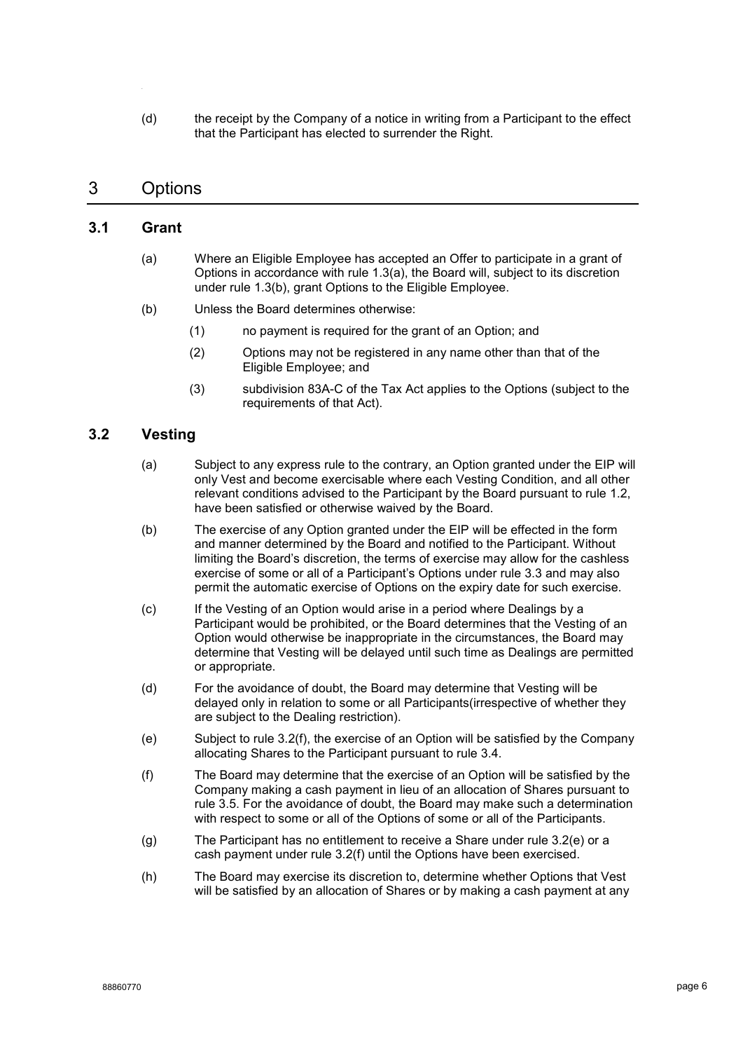(d) the receipt by the Company of a notice in writing from a Participant to the effect that the Participant has elected to surrender the Right.

# 3 Options

## 3.1 Grant

(a) Where an Eligible Employee has accepted an Offer to participate in a grant of Options in accordance with rule 1.3(a), the Board will, subject to its discretion under rule 1.3(b), grant Options to the Eligible Employee.

(b) Unless the Board determines otherwise:

(1) no payment is required for the grant of an Option; and

(2) Options may not be registered in any name other than that of the Eligible Employee; and

(3) subdivision 83A-C of the Tax Act applies to the Options (subject to the requirements of that Act).

## 3.2 Vesting

(a) Subject to any express rule to the contrary, an Option granted under the EIP will only Vest and become exercisable where each Vesting Condition, and all other relevant conditions advised to the Participant by the Board pursuant to rule 1.2, have been satisfied or otherwise waived by the Board.

(b) The exercise of any Option granted under the EIP will be effected in the form and manner determined by the Board and notified to the Participant. Without limiting the Board's discretion, the terms of exercise may allow for the cashless exercise of some or all of a Participant's Options under rule 3.3 and may also permit the automatic exercise of Options on the expiry date for such exercise.

(c) If the Vesting of an Option would arise in a period where Dealings by a Participant would be prohibited, or the Board determines that the Vesting of an Option would otherwise be inappropriate in the circumstances, the Board may determine that Vesting will be delayed until such time as Dealings are permitted or appropriate.

(d) For the avoidance of doubt, the Board may determine that Vesting will be delayed only in relation to some or all Participants(irrespective of whether they are subject to the Dealing restriction).

(e) Subject to rule 3.2(f), the exercise of an Option will be satisfied by the Company allocating Shares to the Participant pursuant to rule 3.4.

(f) The Board may determine that the exercise of an Option will be satisfied by the Company making a cash payment in lieu of an allocation of Shares pursuant to rule 3.5. For the avoidance of doubt, the Board may make such a determination with respect to some or all of the Options of some or all of the Participants.

(g) The Participant has no entitlement to receive a Share under rule 3.2(e) or a cash payment under rule 3.2(f) until the Options have been exercised.

(h) The Board may exercise its discretion to, determine whether Options that Vest will be satisfied by an allocation of Shares or by making a cash payment at any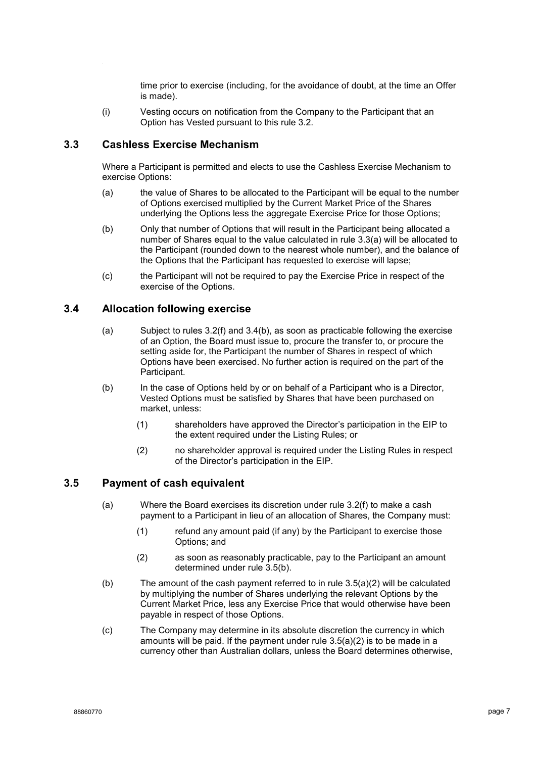time prior to exercise (including, for the avoidance of doubt, at the time an Offer is made).

(i) Vesting occurs on notification from the Company to the Participant that an Option has Vested pursuant to this rule 3.2.

### 3.3 Cashless Exercise Mechanism

Where a Participant is permitted and elects to use the Cashless Exercise Mechanism to exercise Options:

(a) the value of Shares to be allocated to the Participant will be equal to the number of Options exercised multiplied by the Current Market Price of the Shares underlying the Options less the aggregate Exercise Price for those Options;

(b) Only that number of Options that will result in the Participant being allocated a number of Shares equal to the value calculated in rule 3.3(a) will be allocated to the Participant (rounded down to the nearest whole number), and the balance of the Options that the Participant has requested to exercise will lapse;

(c) the Participant will not be required to pay the Exercise Price in respect of the exercise of the Options.

### 3.4 Allocation following exercise

(a) Subject to rules 3.2(f) and 3.4(b), as soon as practicable following the exercise of an Option, the Board must issue to, procure the transfer to, or procure the setting aside for, the Participant the number of Shares in respect of which Options have been exercised. No further action is required on the part of the Participant.

(b) In the case of Options held by or on behalf of a Participant who is a Director, Vested Options must be satisfied by Shares that have been purchased on market, unless:

(1) shareholders have approved the Director's participation in the EIP to the extent required under the Listing Rules; or

(2) no shareholder approval is required under the Listing Rules in respect of the Director's participation in the EIP.

### 3.5 Payment of cash equivalent

(a) Where the Board exercises its discretion under rule 3.2(f) to make a cash payment to a Participant in lieu of an allocation of Shares, the Company must:

(1) refund any amount paid (if any) by the Participant to exercise those Options; and

(2) as soon as reasonably practicable, pay to the Participant an amount determined under rule 3.5(b).

(b) The amount of the cash payment referred to in rule 3.5(a)(2) will be calculated by multiplying the number of Shares underlying the relevant Options by the Current Market Price, less any Exercise Price that would otherwise have been payable in respect of those Options.

(c) The Company may determine in its absolute discretion the currency in which amounts will be paid. If the payment under rule 3.5(a)(2) is to be made in a currency other than Australian dollars, unless the Board determines otherwise,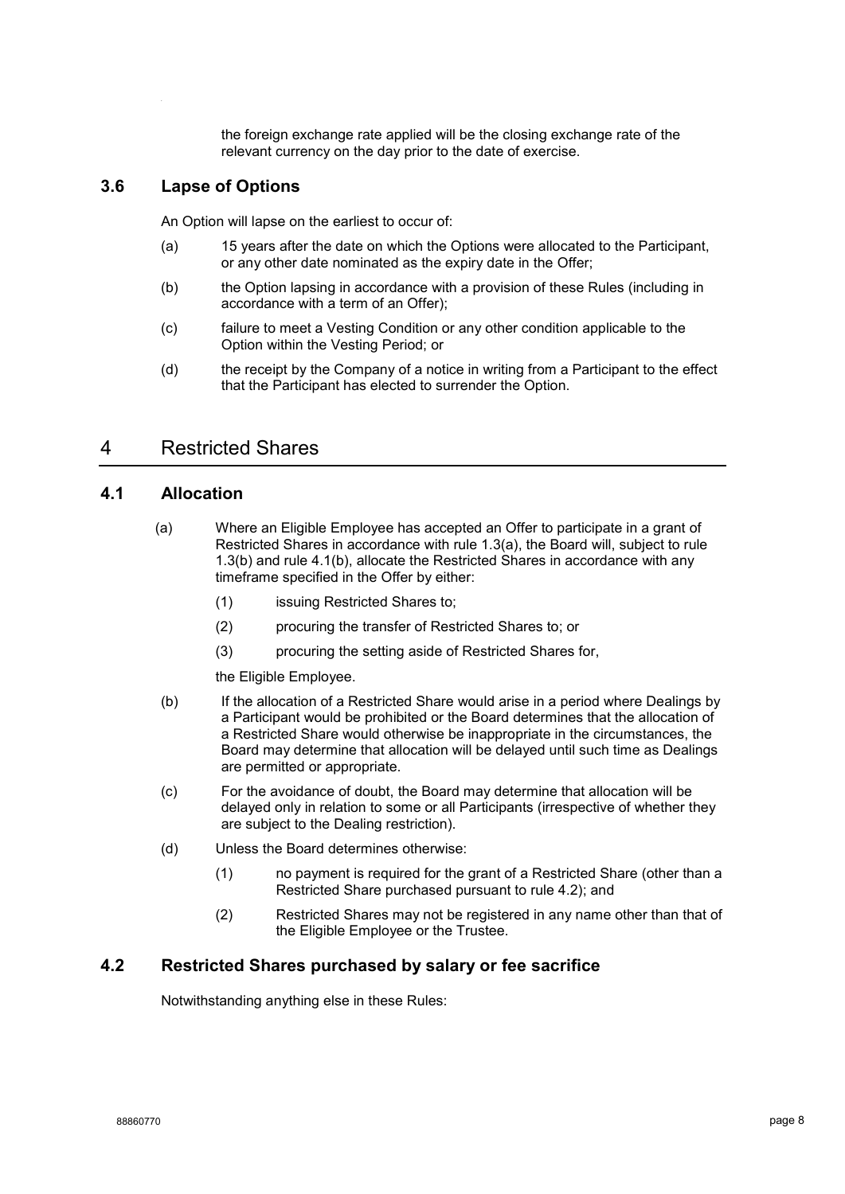the foreign exchange rate applied will be the closing exchange rate of the relevant currency on the day prior to the date of exercise.

### 3.6 Lapse of Options

An Option will lapse on the earliest to occur of:

(a) 15 years after the date on which the Options were allocated to the Participant, or any other date nominated as the expiry date in the Offer;

(b) the Option lapsing in accordance with a provision of these Rules (including in accordance with a term of an Offer);

(c) failure to meet a Vesting Condition or any other condition applicable to the Option within the Vesting Period; or

(d) the receipt by the Company of a notice in writing from a Participant to the effect that the Participant has elected to surrender the Option.

## 4 Restricted Shares

### 4.1 Allocation

(a) Where an Eligible Employee has accepted an Offer to participate in a grant of Restricted Shares in accordance with rule 1.3(a), the Board will, subject to rule 1.3(b) and rule 4.1(b), allocate the Restricted Shares in accordance with any timeframe specified in the Offer by either:

(1) issuing Restricted Shares to;

(2) procuring the transfer of Restricted Shares to; or

(3) procuring the setting aside of Restricted Shares for,

the Eligible Employee.

(b) If the allocation of a Restricted Share would arise in a period where Dealings by a Participant would be prohibited or the Board determines that the allocation of a Restricted Share would otherwise be inappropriate in the circumstances, the Board may determine that allocation will be delayed until such time as Dealings are permitted or appropriate.

(c) For the avoidance of doubt, the Board may determine that allocation will be delayed only in relation to some or all Participants (irrespective of whether they are subject to the Dealing restriction).

(d) Unless the Board determines otherwise:

(1) no payment is required for the grant of a Restricted Share (other than a Restricted Share purchased pursuant to rule 4.2); and

(2) Restricted Shares may not be registered in any name other than that of the Eligible Employee or the Trustee.

### 4.2 Restricted Shares purchased by salary or fee sacrifice

Notwithstanding anything else in these Rules: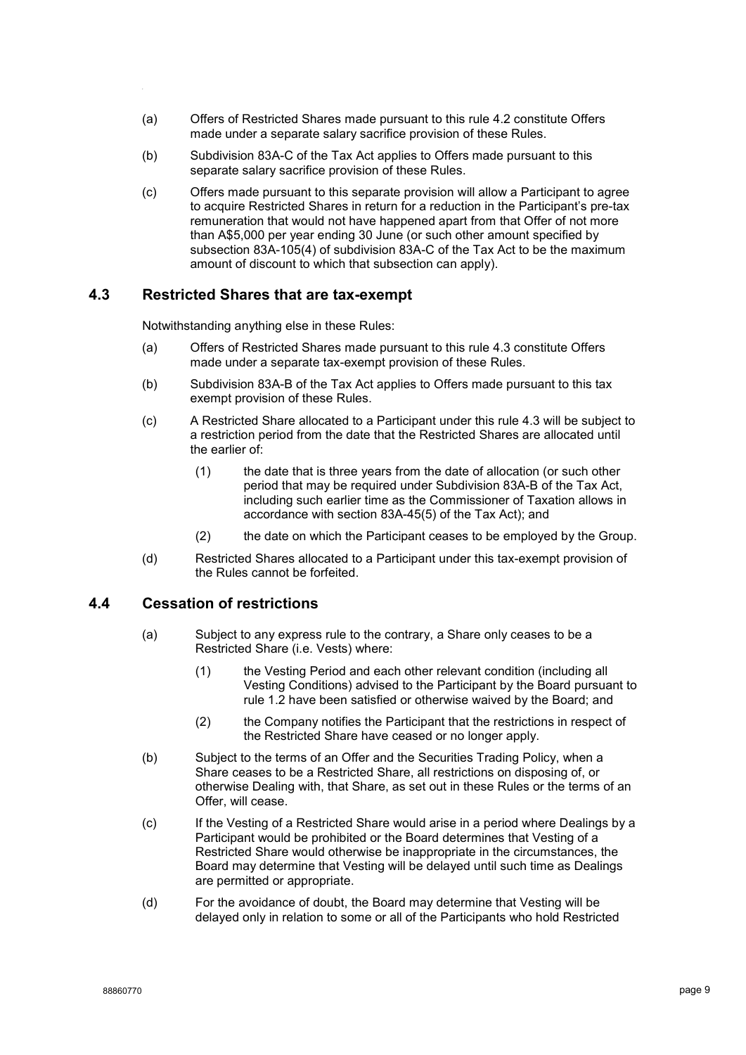(a) Offers of Restricted Shares made pursuant to this rule 4.2 constitute Offers made under a separate salary sacrifice provision of these Rules.

(b) Subdivision 83A-C of the Tax Act applies to Offers made pursuant to this separate salary sacrifice provision of these Rules.

(c) Offers made pursuant to this separate provision will allow a Participant to agree to acquire Restricted Shares in return for a reduction in the Participant's pre-tax remuneration that would not have happened apart from that Offer of not more than A$5,000 per year ending 30 June (or such other amount specified by subsection 83A-105(4) of subdivision 83A-C of the Tax Act to be the maximum amount of discount to which that subsection can apply).

## 4.3 Restricted Shares that are tax-exempt

Notwithstanding anything else in these Rules:

(a) Offers of Restricted Shares made pursuant to this rule 4.3 constitute Offers made under a separate tax-exempt provision of these Rules.

(b) Subdivision 83A-B of the Tax Act applies to Offers made pursuant to this tax exempt provision of these Rules.

(c) A Restricted Share allocated to a Participant under this rule 4.3 will be subject to a restriction period from the date that the Restricted Shares are allocated until the earlier of:

   (1) the date that is three years from the date of allocation (or such other period that may be required under Subdivision 83A-B of the Tax Act, including such earlier time as the Commissioner of Taxation allows in accordance with section 83A-45(5) of the Tax Act); and

   (2) the date on which the Participant ceases to be employed by the Group.

(d) Restricted Shares allocated to a Participant under this tax-exempt provision of the Rules cannot be forfeited.

## 4.4 Cessation of restrictions

(a) Subject to any express rule to the contrary, a Share only ceases to be a Restricted Share (i.e. Vests) where:

   (1) the Vesting Period and each other relevant condition (including all Vesting Conditions) advised to the Participant by the Board pursuant to rule 1.2 have been satisfied or otherwise waived by the Board; and

   (2) the Company notifies the Participant that the restrictions in respect of the Restricted Share have ceased or no longer apply.

(b) Subject to the terms of an Offer and the Securities Trading Policy, when a Share ceases to be a Restricted Share, all restrictions on disposing of, or otherwise Dealing with, that Share, as set out in these Rules or the terms of an Offer, will cease.

(c) If the Vesting of a Restricted Share would arise in a period where Dealings by a Participant would be prohibited or the Board determines that Vesting of a Restricted Share would otherwise be inappropriate in the circumstances, the Board may determine that Vesting will be delayed until such time as Dealings are permitted or appropriate.

(d) For the avoidance of doubt, the Board may determine that Vesting will be delayed only in relation to some or all of the Participants who hold Restricted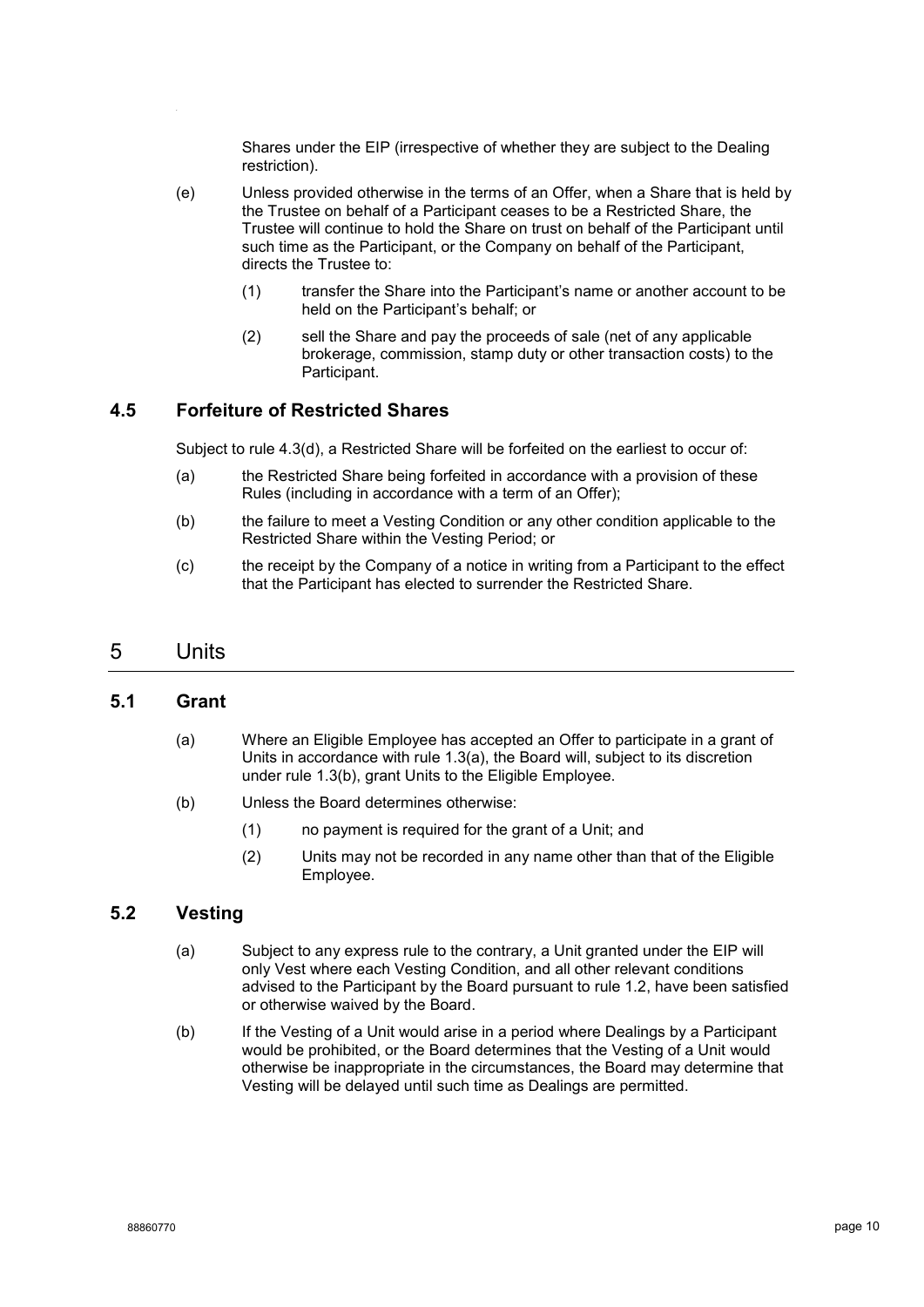Shares under the EIP (irrespective of whether they are subject to the Dealing restriction).

(e) Unless provided otherwise in the terms of an Offer, when a Share that is held by the Trustee on behalf of a Participant ceases to be a Restricted Share, the Trustee will continue to hold the Share on trust on behalf of the Participant until such time as the Participant, or the Company on behalf of the Participant, directs the Trustee to:

(1) transfer the Share into the Participant's name or another account to be held on the Participant's behalf; or

(2) sell the Share and pay the proceeds of sale (net of any applicable brokerage, commission, stamp duty or other transaction costs) to the Participant.

### 4.5 Forfeiture of Restricted Shares

Subject to rule 4.3(d), a Restricted Share will be forfeited on the earliest to occur of:

(a) the Restricted Share being forfeited in accordance with a provision of these Rules (including in accordance with a term of an Offer);

(b) the failure to meet a Vesting Condition or any other condition applicable to the Restricted Share within the Vesting Period; or

(c) the receipt by the Company of a notice in writing from a Participant to the effect that the Participant has elected to surrender the Restricted Share.

## 5 Units

### 5.1 Grant

(a) Where an Eligible Employee has accepted an Offer to participate in a grant of Units in accordance with rule 1.3(a), the Board will, subject to its discretion under rule 1.3(b), grant Units to the Eligible Employee.

(b) Unless the Board determines otherwise:

(1) no payment is required for the grant of a Unit; and

(2) Units may not be recorded in any name other than that of the Eligible Employee.

### 5.2 Vesting

(a) Subject to any express rule to the contrary, a Unit granted under the EIP will only Vest where each Vesting Condition, and all other relevant conditions advised to the Participant by the Board pursuant to rule 1.2, have been satisfied or otherwise waived by the Board.

(b) If the Vesting of a Unit would arise in a period where Dealings by a Participant would be prohibited, or the Board determines that the Vesting of a Unit would otherwise be inappropriate in the circumstances, the Board may determine that Vesting will be delayed until such time as Dealings are permitted.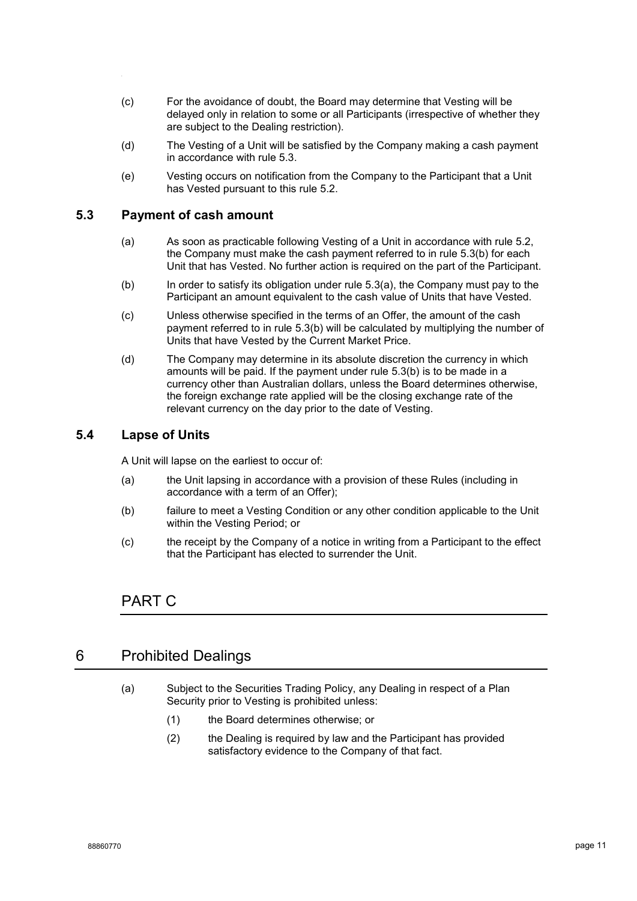(c) For the avoidance of doubt, the Board may determine that Vesting will be delayed only in relation to some or all Participants (irrespective of whether they are subject to the Dealing restriction).

(d) The Vesting of a Unit will be satisfied by the Company making a cash payment in accordance with rule 5.3.

(e) Vesting occurs on notification from the Company to the Participant that a Unit has Vested pursuant to this rule 5.2.

### 5.3 Payment of cash amount

(a) As soon as practicable following Vesting of a Unit in accordance with rule 5.2, the Company must make the cash payment referred to in rule 5.3(b) for each Unit that has Vested. No further action is required on the part of the Participant.

(b) In order to satisfy its obligation under rule 5.3(a), the Company must pay to the Participant an amount equivalent to the cash value of Units that have Vested.

(c) Unless otherwise specified in the terms of an Offer, the amount of the cash payment referred to in rule 5.3(b) will be calculated by multiplying the number of Units that have Vested by the Current Market Price.

(d) The Company may determine in its absolute discretion the currency in which amounts will be paid. If the payment under rule 5.3(b) is to be made in a currency other than Australian dollars, unless the Board determines otherwise, the foreign exchange rate applied will be the closing exchange rate of the relevant currency on the day prior to the date of Vesting.

### 5.4 Lapse of Units

A Unit will lapse on the earliest to occur of:

(a) the Unit lapsing in accordance with a provision of these Rules (including in accordance with a term of an Offer);

(b) failure to meet a Vesting Condition or any other condition applicable to the Unit within the Vesting Period; or

(c) the receipt by the Company of a notice in writing from a Participant to the effect that the Participant has elected to surrender the Unit.

# PART C

## 6 Prohibited Dealings

(a) Subject to the Securities Trading Policy, any Dealing in respect of a Plan Security prior to Vesting is prohibited unless:

(1) the Board determines otherwise; or

(2) the Dealing is required by law and the Participant has provided satisfactory evidence to the Company of that fact.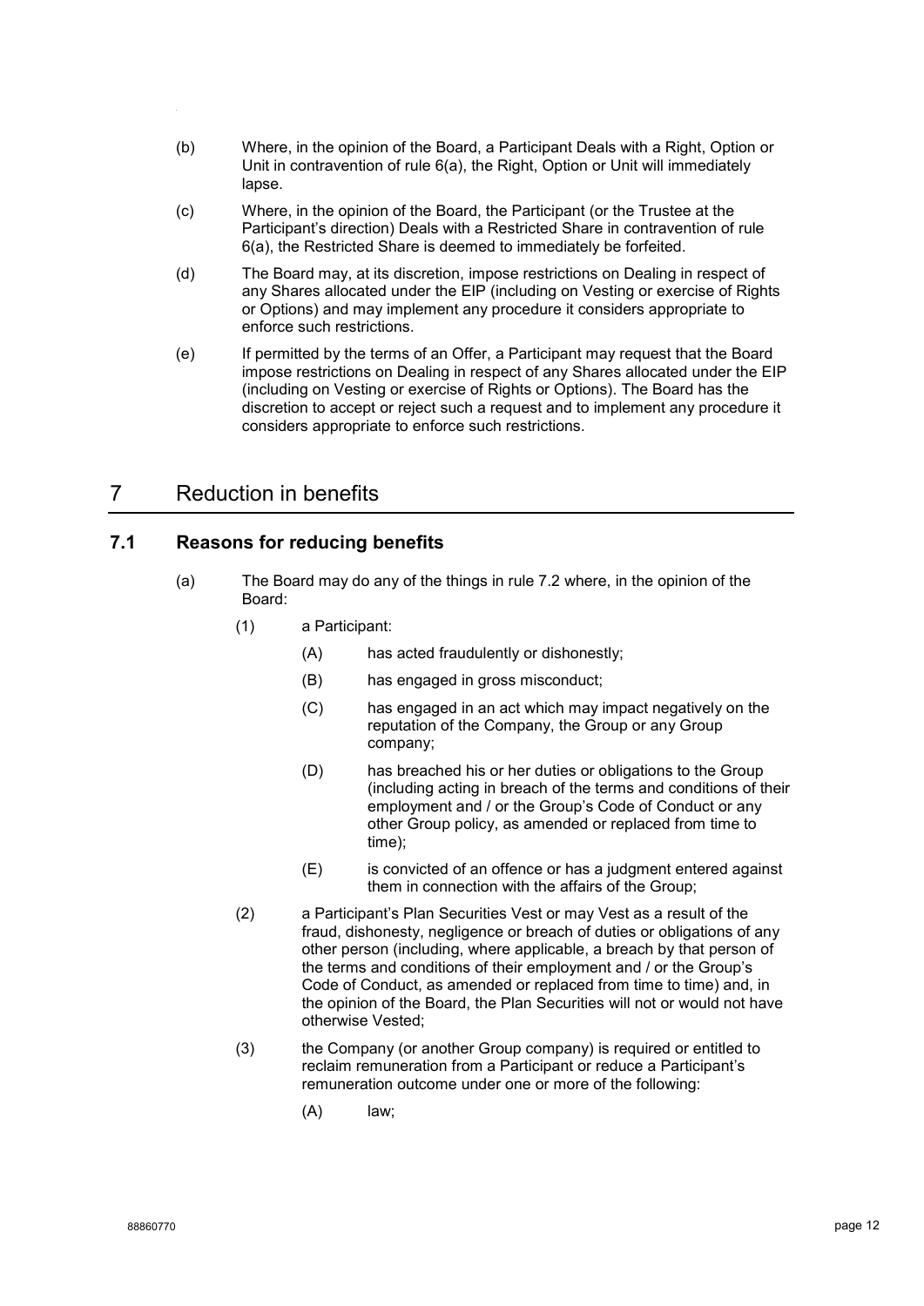(b) Where, in the opinion of the Board, a Participant Deals with a Right, Option or Unit in contravention of rule 6(a), the Right, Option or Unit will immediately lapse.

(c) Where, in the opinion of the Board, the Participant (or the Trustee at the Participant's direction) Deals with a Restricted Share in contravention of rule 6(a), the Restricted Share is deemed to immediately be forfeited.

(d) The Board may, at its discretion, impose restrictions on Dealing in respect of any Shares allocated under the EIP (including on Vesting or exercise of Rights or Options) and may implement any procedure it considers appropriate to enforce such restrictions.

(e) If permitted by the terms of an Offer, a Participant may request that the Board impose restrictions on Dealing in respect of any Shares allocated under the EIP (including on Vesting or exercise of Rights or Options). The Board has the discretion to accept or reject such a request and to implement any procedure it considers appropriate to enforce such restrictions.

# 7 Reduction in benefits

## 7.1 Reasons for reducing benefits

(a) The Board may do any of the things in rule 7.2 where, in the opinion of the Board:

  (1) a Participant:

    (A) has acted fraudulently or dishonestly;

    (B) has engaged in gross misconduct;

    (C) has engaged in an act which may impact negatively on the reputation of the Company, the Group or any Group company;

    (D) has breached his or her duties or obligations to the Group (including acting in breach of the terms and conditions of their employment and / or the Group's Code of Conduct or any other Group policy, as amended or replaced from time to time);

    (E) is convicted of an offence or has a judgment entered against them in connection with the affairs of the Group;

  (2) a Participant's Plan Securities Vest or may Vest as a result of the fraud, dishonesty, negligence or breach of duties or obligations of any other person (including, where applicable, a breach by that person of the terms and conditions of their employment and / or the Group's Code of Conduct, as amended or replaced from time to time) and, in the opinion of the Board, the Plan Securities will not or would not have otherwise Vested;

  (3) the Company (or another Group company) is required or entitled to reclaim remuneration from a Participant or reduce a Participant's remuneration outcome under one or more of the following:

    (A) law;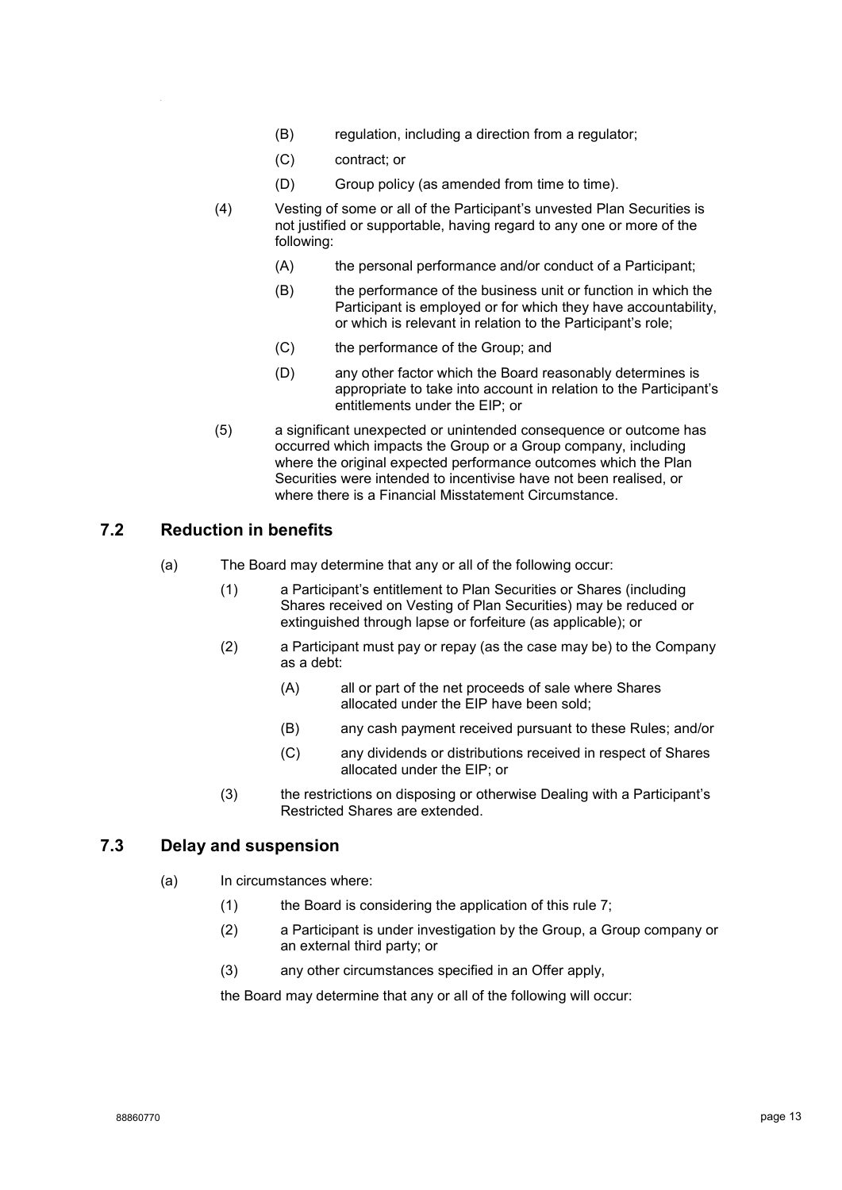(B) regulation, including a direction from a regulator;

(C) contract; or

(D) Group policy (as amended from time to time).

(4) Vesting of some or all of the Participant's unvested Plan Securities is not justified or supportable, having regard to any one or more of the following:

(A) the personal performance and/or conduct of a Participant;

(B) the performance of the business unit or function in which the Participant is employed or for which they have accountability, or which is relevant in relation to the Participant's role;

(C) the performance of the Group; and

(D) any other factor which the Board reasonably determines is appropriate to take into account in relation to the Participant's entitlements under the EIP; or

(5) a significant unexpected or unintended consequence or outcome has occurred which impacts the Group or a Group company, including where the original expected performance outcomes which the Plan Securities were intended to incentivise have not been realised, or where there is a Financial Misstatement Circumstance.

## 7.2 Reduction in benefits

(a) The Board may determine that any or all of the following occur:

(1) a Participant's entitlement to Plan Securities or Shares (including Shares received on Vesting of Plan Securities) may be reduced or extinguished through lapse or forfeiture (as applicable); or

(2) a Participant must pay or repay (as the case may be) to the Company as a debt:

(A) all or part of the net proceeds of sale where Shares allocated under the EIP have been sold;

(B) any cash payment received pursuant to these Rules; and/or

(C) any dividends or distributions received in respect of Shares allocated under the EIP; or

(3) the restrictions on disposing or otherwise Dealing with a Participant's Restricted Shares are extended.

## 7.3 Delay and suspension

(a) In circumstances where:

(1) the Board is considering the application of this rule 7;

(2) a Participant is under investigation by the Group, a Group company or an external third party; or

(3) any other circumstances specified in an Offer apply,

the Board may determine that any or all of the following will occur: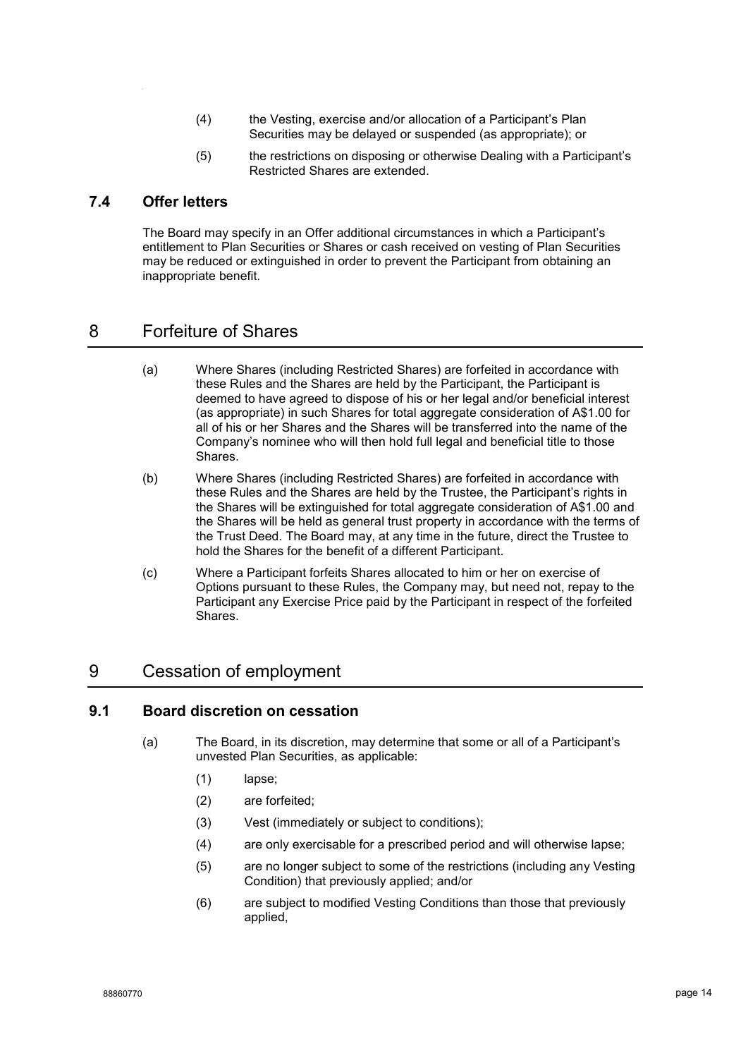(4) the Vesting, exercise and/or allocation of a Participant's Plan Securities may be delayed or suspended (as appropriate); or

(5) the restrictions on disposing or otherwise Dealing with a Participant's Restricted Shares are extended.

### 7.4 Offer letters

The Board may specify in an Offer additional circumstances in which a Participant's entitlement to Plan Securities or Shares or cash received on vesting of Plan Securities may be reduced or extinguished in order to prevent the Participant from obtaining an inappropriate benefit.

## 8 Forfeiture of Shares

(a) Where Shares (including Restricted Shares) are forfeited in accordance with these Rules and the Shares are held by the Participant, the Participant is deemed to have agreed to dispose of his or her legal and/or beneficial interest (as appropriate) in such Shares for total aggregate consideration of A$1.00 for all of his or her Shares and the Shares will be transferred into the name of the Company's nominee who will then hold full legal and beneficial title to those Shares.

(b) Where Shares (including Restricted Shares) are forfeited in accordance with these Rules and the Shares are held by the Trustee, the Participant's rights in the Shares will be extinguished for total aggregate consideration of A$1.00 and the Shares will be held as general trust property in accordance with the terms of the Trust Deed. The Board may, at any time in the future, direct the Trustee to hold the Shares for the benefit of a different Participant.

(c) Where a Participant forfeits Shares allocated to him or her on exercise of Options pursuant to these Rules, the Company may, but need not, repay to the Participant any Exercise Price paid by the Participant in respect of the forfeited Shares.

## 9 Cessation of employment

### 9.1 Board discretion on cessation

(a) The Board, in its discretion, may determine that some or all of a Participant's unvested Plan Securities, as applicable:

(1) lapse;

(2) are forfeited;

(3) Vest (immediately or subject to conditions);

(4) are only exercisable for a prescribed period and will otherwise lapse;

(5) are no longer subject to some of the restrictions (including any Vesting Condition) that previously applied; and/or

(6) are subject to modified Vesting Conditions than those that previously applied,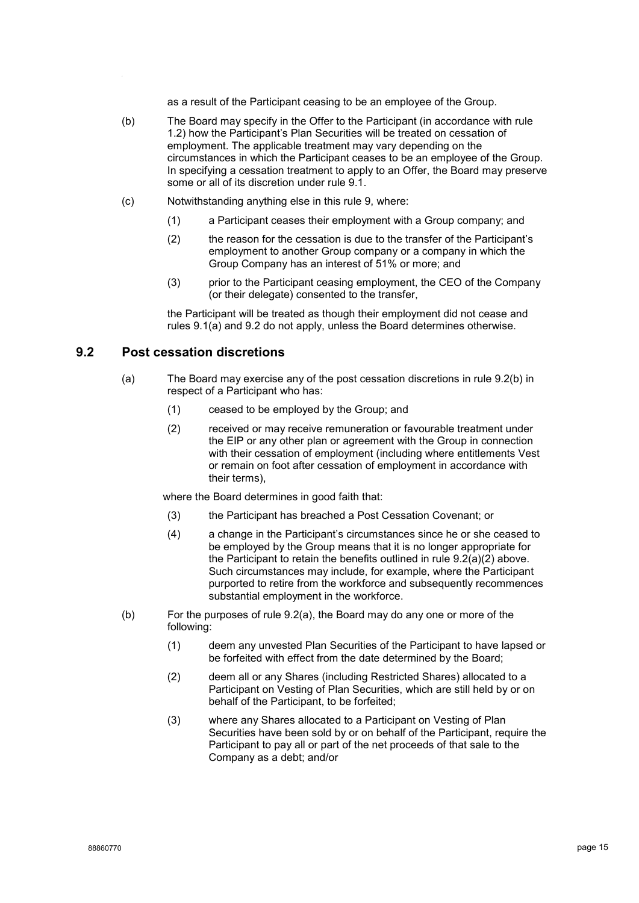as a result of the Participant ceasing to be an employee of the Group.

(b) The Board may specify in the Offer to the Participant (in accordance with rule 1.2) how the Participant's Plan Securities will be treated on cessation of employment. The applicable treatment may vary depending on the circumstances in which the Participant ceases to be an employee of the Group. In specifying a cessation treatment to apply to an Offer, the Board may preserve some or all of its discretion under rule 9.1.

(c) Notwithstanding anything else in this rule 9, where:

(1) a Participant ceases their employment with a Group company; and

(2) the reason for the cessation is due to the transfer of the Participant's employment to another Group company or a company in which the Group Company has an interest of 51% or more; and

(3) prior to the Participant ceasing employment, the CEO of the Company (or their delegate) consented to the transfer,

the Participant will be treated as though their employment did not cease and rules 9.1(a) and 9.2 do not apply, unless the Board determines otherwise.

## 9.2 Post cessation discretions

(a) The Board may exercise any of the post cessation discretions in rule 9.2(b) in respect of a Participant who has:

(1) ceased to be employed by the Group; and

(2) received or may receive remuneration or favourable treatment under the EIP or any other plan or agreement with the Group in connection with their cessation of employment (including where entitlements Vest or remain on foot after cessation of employment in accordance with their terms),

where the Board determines in good faith that:

(3) the Participant has breached a Post Cessation Covenant; or

(4) a change in the Participant's circumstances since he or she ceased to be employed by the Group means that it is no longer appropriate for the Participant to retain the benefits outlined in rule 9.2(a)(2) above. Such circumstances may include, for example, where the Participant purported to retire from the workforce and subsequently recommences substantial employment in the workforce.

(b) For the purposes of rule 9.2(a), the Board may do any one or more of the following:

(1) deem any unvested Plan Securities of the Participant to have lapsed or be forfeited with effect from the date determined by the Board;

(2) deem all or any Shares (including Restricted Shares) allocated to a Participant on Vesting of Plan Securities, which are still held by or on behalf of the Participant, to be forfeited;

(3) where any Shares allocated to a Participant on Vesting of Plan Securities have been sold by or on behalf of the Participant, require the Participant to pay all or part of the net proceeds of that sale to the Company as a debt; and/or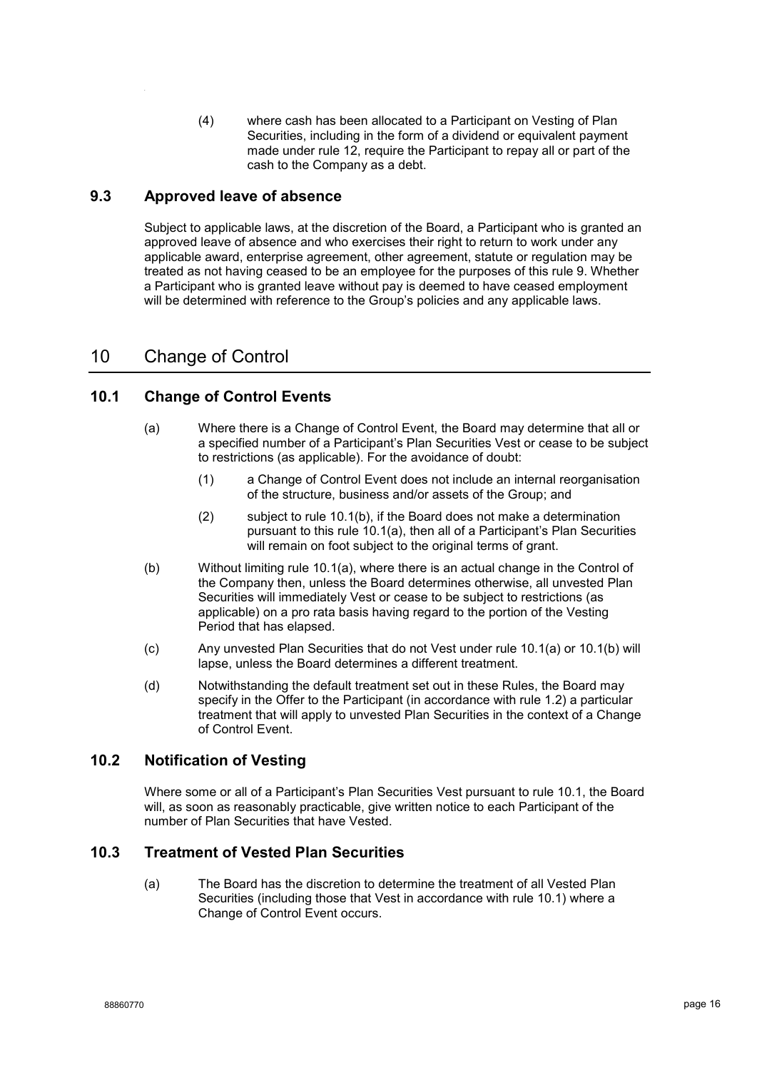(4) where cash has been allocated to a Participant on Vesting of Plan Securities, including in the form of a dividend or equivalent payment made under rule 12, require the Participant to repay all or part of the cash to the Company as a debt.

### 9.3 Approved leave of absence

Subject to applicable laws, at the discretion of the Board, a Participant who is granted an approved leave of absence and who exercises their right to return to work under any applicable award, enterprise agreement, other agreement, statute or regulation may be treated as not having ceased to be an employee for the purposes of this rule 9. Whether a Participant who is granted leave without pay is deemed to have ceased employment will be determined with reference to the Group's policies and any applicable laws.

## 10 Change of Control

### 10.1 Change of Control Events

(a) Where there is a Change of Control Event, the Board may determine that all or a specified number of a Participant's Plan Securities Vest or cease to be subject to restrictions (as applicable). For the avoidance of doubt:

(1) a Change of Control Event does not include an internal reorganisation of the structure, business and/or assets of the Group; and

(2) subject to rule 10.1(b), if the Board does not make a determination pursuant to this rule 10.1(a), then all of a Participant's Plan Securities will remain on foot subject to the original terms of grant.

(b) Without limiting rule 10.1(a), where there is an actual change in the Control of the Company then, unless the Board determines otherwise, all unvested Plan Securities will immediately Vest or cease to be subject to restrictions (as applicable) on a pro rata basis having regard to the portion of the Vesting Period that has elapsed.

(c) Any unvested Plan Securities that do not Vest under rule 10.1(a) or 10.1(b) will lapse, unless the Board determines a different treatment.

(d) Notwithstanding the default treatment set out in these Rules, the Board may specify in the Offer to the Participant (in accordance with rule 1.2) a particular treatment that will apply to unvested Plan Securities in the context of a Change of Control Event.

### 10.2 Notification of Vesting

Where some or all of a Participant's Plan Securities Vest pursuant to rule 10.1, the Board will, as soon as reasonably practicable, give written notice to each Participant of the number of Plan Securities that have Vested.

### 10.3 Treatment of Vested Plan Securities

(a) The Board has the discretion to determine the treatment of all Vested Plan Securities (including those that Vest in accordance with rule 10.1) where a Change of Control Event occurs.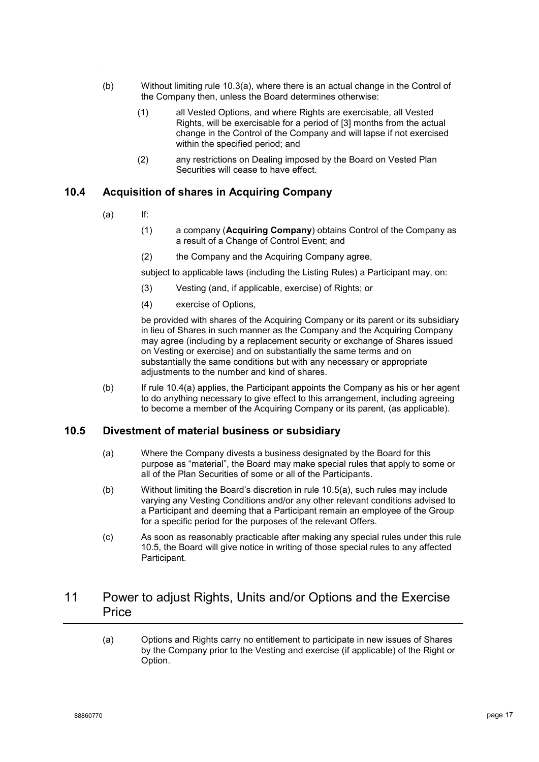(b) Without limiting rule 10.3(a), where there is an actual change in the Control of the Company then, unless the Board determines otherwise:

(1) all Vested Options, and where Rights are exercisable, all Vested Rights, will be exercisable for a period of [3] months from the actual change in the Control of the Company and will lapse if not exercised within the specified period; and

(2) any restrictions on Dealing imposed by the Board on Vested Plan Securities will cease to have effect.

### 10.4 Acquisition of shares in Acquiring Company

(a) If:

(1) a company (**Acquiring Company**) obtains Control of the Company as a result of a Change of Control Event; and

(2) the Company and the Acquiring Company agree,

subject to applicable laws (including the Listing Rules) a Participant may, on:

(3) Vesting (and, if applicable, exercise) of Rights; or

(4) exercise of Options,

be provided with shares of the Acquiring Company or its parent or its subsidiary in lieu of Shares in such manner as the Company and the Acquiring Company may agree (including by a replacement security or exchange of Shares issued on Vesting or exercise) and on substantially the same terms and on substantially the same conditions but with any necessary or appropriate adjustments to the number and kind of shares.

(b) If rule 10.4(a) applies, the Participant appoints the Company as his or her agent to do anything necessary to give effect to this arrangement, including agreeing to become a member of the Acquiring Company or its parent, (as applicable).

### 10.5 Divestment of material business or subsidiary

(a) Where the Company divests a business designated by the Board for this purpose as "material", the Board may make special rules that apply to some or all of the Plan Securities of some or all of the Participants.

(b) Without limiting the Board's discretion in rule 10.5(a), such rules may include varying any Vesting Conditions and/or any other relevant conditions advised to a Participant and deeming that a Participant remain an employee of the Group for a specific period for the purposes of the relevant Offers.

(c) As soon as reasonably practicable after making any special rules under this rule 10.5, the Board will give notice in writing of those special rules to any affected Participant.

## 11 Power to adjust Rights, Units and/or Options and the Exercise Price

(a) Options and Rights carry no entitlement to participate in new issues of Shares by the Company prior to the Vesting and exercise (if applicable) of the Right or Option.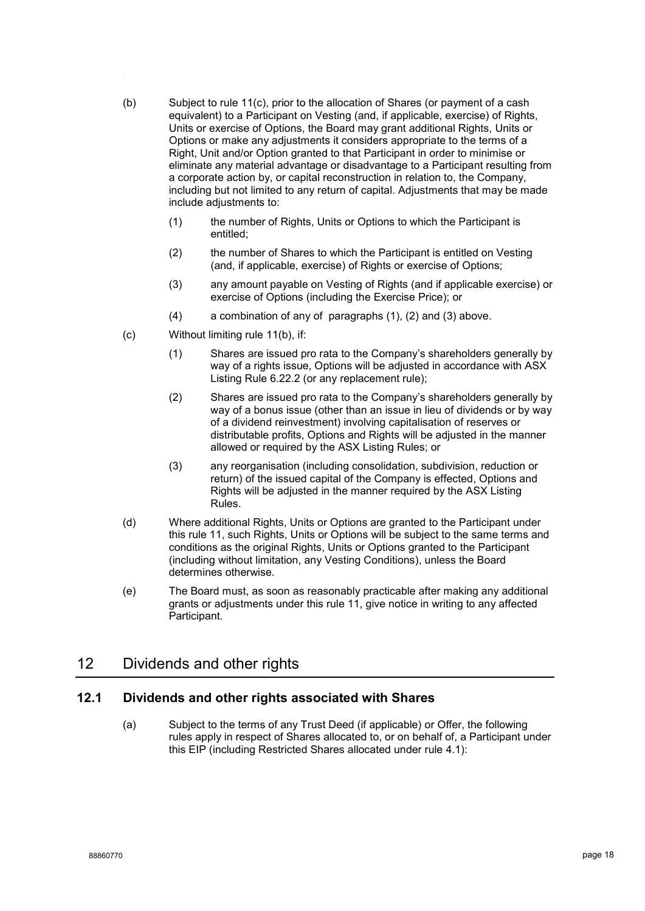(b) Subject to rule 11(c), prior to the allocation of Shares (or payment of a cash equivalent) to a Participant on Vesting (and, if applicable, exercise) of Rights, Units or exercise of Options, the Board may grant additional Rights, Units or Options or make any adjustments it considers appropriate to the terms of a Right, Unit and/or Option granted to that Participant in order to minimise or eliminate any material advantage or disadvantage to a Participant resulting from a corporate action by, or capital reconstruction in relation to, the Company, including but not limited to any return of capital. Adjustments that may be made include adjustments to:

(1) the number of Rights, Units or Options to which the Participant is entitled;

(2) the number of Shares to which the Participant is entitled on Vesting (and, if applicable, exercise) of Rights or exercise of Options;

(3) any amount payable on Vesting of Rights (and if applicable exercise) or exercise of Options (including the Exercise Price); or

(4) a combination of any of paragraphs (1), (2) and (3) above.

(c) Without limiting rule 11(b), if:

(1) Shares are issued pro rata to the Company's shareholders generally by way of a rights issue, Options will be adjusted in accordance with ASX Listing Rule 6.22.2 (or any replacement rule);

(2) Shares are issued pro rata to the Company's shareholders generally by way of a bonus issue (other than an issue in lieu of dividends or by way of a dividend reinvestment) involving capitalisation of reserves or distributable profits, Options and Rights will be adjusted in the manner allowed or required by the ASX Listing Rules; or

(3) any reorganisation (including consolidation, subdivision, reduction or return) of the issued capital of the Company is effected, Options and Rights will be adjusted in the manner required by the ASX Listing Rules.

(d) Where additional Rights, Units or Options are granted to the Participant under this rule 11, such Rights, Units or Options will be subject to the same terms and conditions as the original Rights, Units or Options granted to the Participant (including without limitation, any Vesting Conditions), unless the Board determines otherwise.

(e) The Board must, as soon as reasonably practicable after making any additional grants or adjustments under this rule 11, give notice in writing to any affected Participant.

# 12 Dividends and other rights

## 12.1 Dividends and other rights associated with Shares

(a) Subject to the terms of any Trust Deed (if applicable) or Offer, the following rules apply in respect of Shares allocated to, or on behalf of, a Participant under this EIP (including Restricted Shares allocated under rule 4.1):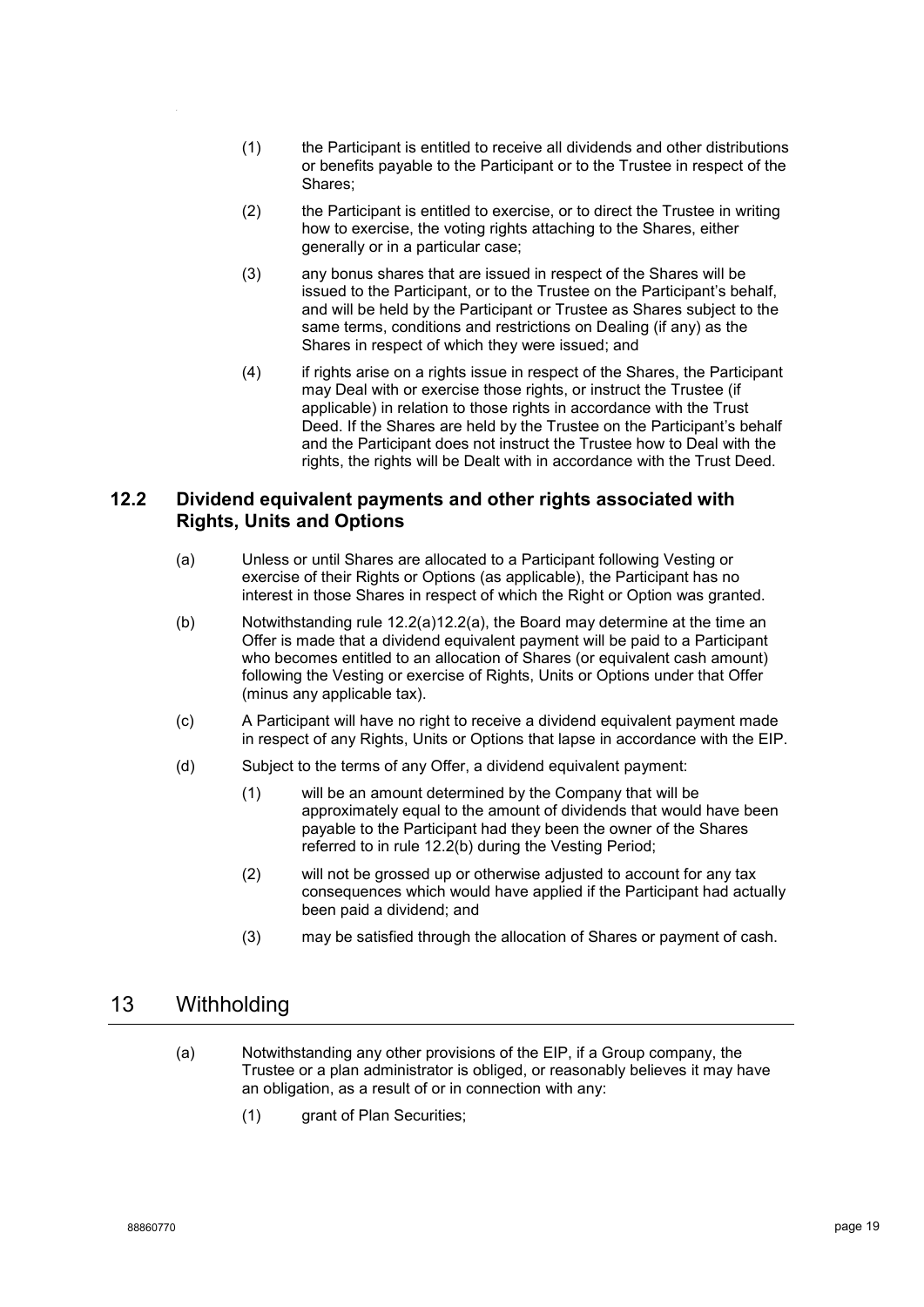(1) the Participant is entitled to receive all dividends and other distributions or benefits payable to the Participant or to the Trustee in respect of the Shares;

(2) the Participant is entitled to exercise, or to direct the Trustee in writing how to exercise, the voting rights attaching to the Shares, either generally or in a particular case;

(3) any bonus shares that are issued in respect of the Shares will be issued to the Participant, or to the Trustee on the Participant's behalf, and will be held by the Participant or Trustee as Shares subject to the same terms, conditions and restrictions on Dealing (if any) as the Shares in respect of which they were issued; and

(4) if rights arise on a rights issue in respect of the Shares, the Participant may Deal with or exercise those rights, or instruct the Trustee (if applicable) in relation to those rights in accordance with the Trust Deed. If the Shares are held by the Trustee on the Participant's behalf and the Participant does not instruct the Trustee how to Deal with the rights, the rights will be Dealt with in accordance with the Trust Deed.

### 12.2 Dividend equivalent payments and other rights associated with Rights, Units and Options

(a) Unless or until Shares are allocated to a Participant following Vesting or exercise of their Rights or Options (as applicable), the Participant has no interest in those Shares in respect of which the Right or Option was granted.

(b) Notwithstanding rule 12.2(a)12.2(a), the Board may determine at the time an Offer is made that a dividend equivalent payment will be paid to a Participant who becomes entitled to an allocation of Shares (or equivalent cash amount) following the Vesting or exercise of Rights, Units or Options under that Offer (minus any applicable tax).

(c) A Participant will have no right to receive a dividend equivalent payment made in respect of any Rights, Units or Options that lapse in accordance with the EIP.

(d) Subject to the terms of any Offer, a dividend equivalent payment:

(1) will be an amount determined by the Company that will be approximately equal to the amount of dividends that would have been payable to the Participant had they been the owner of the Shares referred to in rule 12.2(b) during the Vesting Period;

(2) will not be grossed up or otherwise adjusted to account for any tax consequences which would have applied if the Participant had actually been paid a dividend; and

(3) may be satisfied through the allocation of Shares or payment of cash.

## 13 Withholding

(a) Notwithstanding any other provisions of the EIP, if a Group company, the Trustee or a plan administrator is obliged, or reasonably believes it may have an obligation, as a result of or in connection with any:

(1) grant of Plan Securities;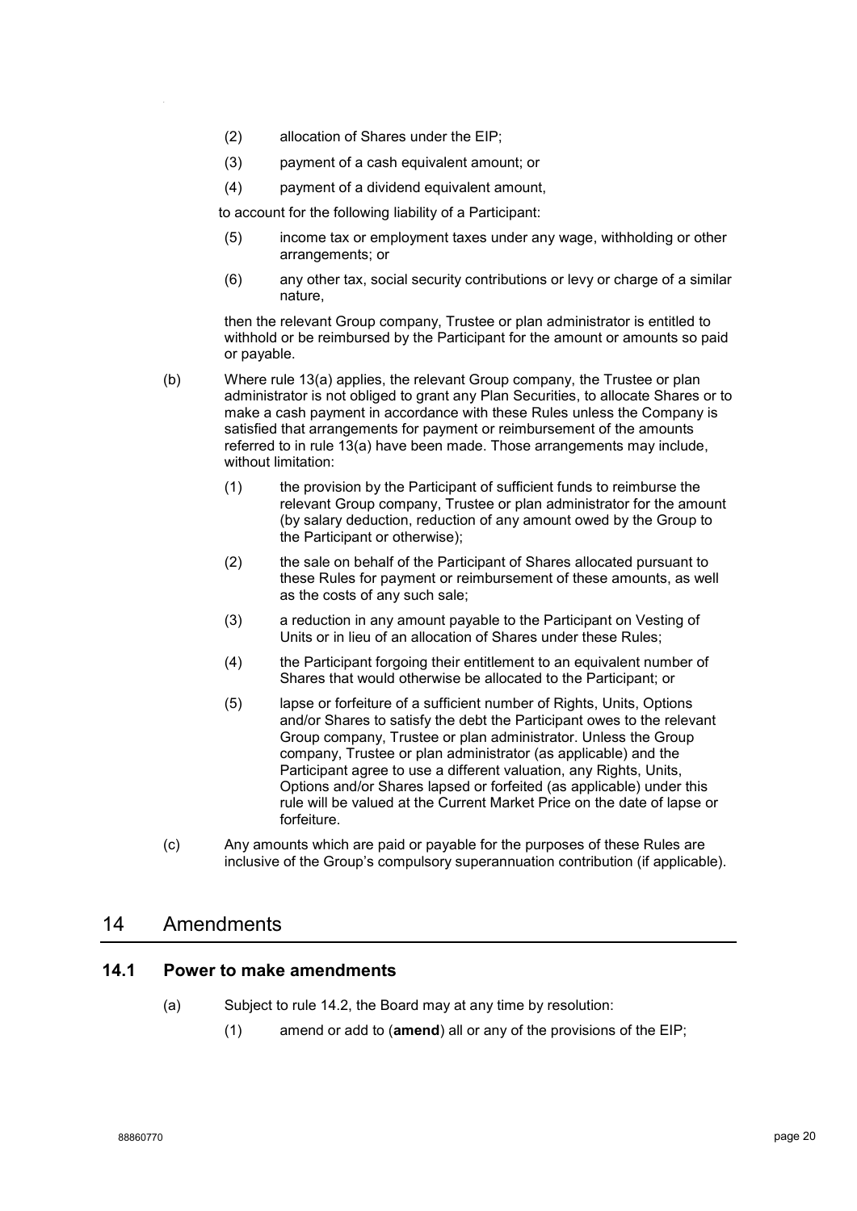(2) allocation of Shares under the EIP;

(3) payment of a cash equivalent amount; or

(4) payment of a dividend equivalent amount,

to account for the following liability of a Participant:

(5) income tax or employment taxes under any wage, withholding or other arrangements; or

(6) any other tax, social security contributions or levy or charge of a similar nature,

then the relevant Group company, Trustee or plan administrator is entitled to withhold or be reimbursed by the Participant for the amount or amounts so paid or payable.

(b) Where rule 13(a) applies, the relevant Group company, the Trustee or plan administrator is not obliged to grant any Plan Securities, to allocate Shares or to make a cash payment in accordance with these Rules unless the Company is satisfied that arrangements for payment or reimbursement of the amounts referred to in rule 13(a) have been made. Those arrangements may include, without limitation:

(1) the provision by the Participant of sufficient funds to reimburse the relevant Group company, Trustee or plan administrator for the amount (by salary deduction, reduction of any amount owed by the Group to the Participant or otherwise);

(2) the sale on behalf of the Participant of Shares allocated pursuant to these Rules for payment or reimbursement of these amounts, as well as the costs of any such sale;

(3) a reduction in any amount payable to the Participant on Vesting of Units or in lieu of an allocation of Shares under these Rules;

(4) the Participant forgoing their entitlement to an equivalent number of Shares that would otherwise be allocated to the Participant; or

(5) lapse or forfeiture of a sufficient number of Rights, Units, Options and/or Shares to satisfy the debt the Participant owes to the relevant Group company, Trustee or plan administrator. Unless the Group company, Trustee or plan administrator (as applicable) and the Participant agree to use a different valuation, any Rights, Units, Options and/or Shares lapsed or forfeited (as applicable) under this rule will be valued at the Current Market Price on the date of lapse or forfeiture.

(c) Any amounts which are paid or payable for the purposes of these Rules are inclusive of the Group's compulsory superannuation contribution (if applicable).

## 14 Amendments

### 14.1 Power to make amendments

(a) Subject to rule 14.2, the Board may at any time by resolution:

(1) amend or add to (**amend**) all or any of the provisions of the EIP;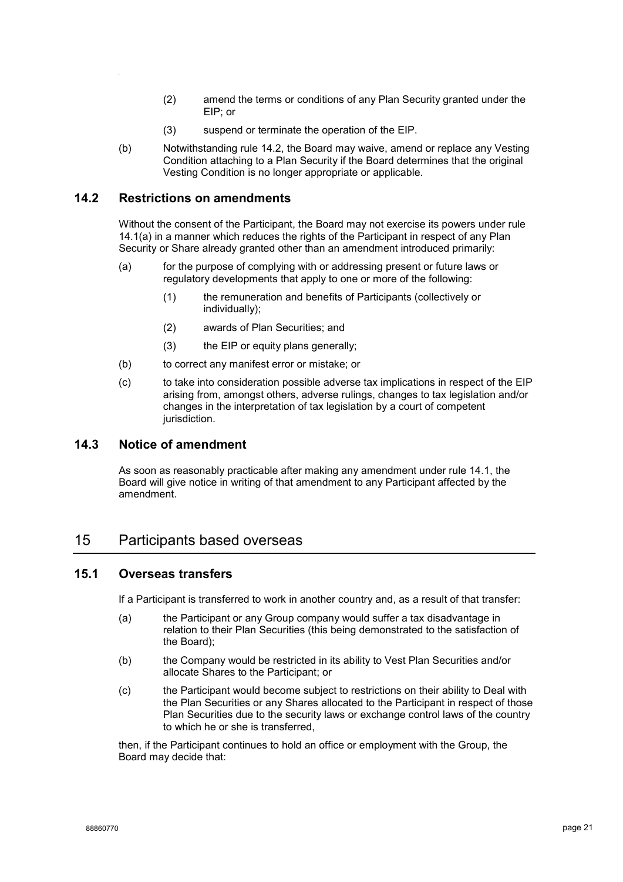(2) amend the terms or conditions of any Plan Security granted under the EIP; or

(3) suspend or terminate the operation of the EIP.

(b) Notwithstanding rule 14.2, the Board may waive, amend or replace any Vesting Condition attaching to a Plan Security if the Board determines that the original Vesting Condition is no longer appropriate or applicable.

### 14.2 Restrictions on amendments

Without the consent of the Participant, the Board may not exercise its powers under rule 14.1(a) in a manner which reduces the rights of the Participant in respect of any Plan Security or Share already granted other than an amendment introduced primarily:

(a) for the purpose of complying with or addressing present or future laws or regulatory developments that apply to one or more of the following:

(1) the remuneration and benefits of Participants (collectively or individually);

(2) awards of Plan Securities; and

(3) the EIP or equity plans generally;

(b) to correct any manifest error or mistake; or

(c) to take into consideration possible adverse tax implications in respect of the EIP arising from, amongst others, adverse rulings, changes to tax legislation and/or changes in the interpretation of tax legislation by a court of competent jurisdiction.

### 14.3 Notice of amendment

As soon as reasonably practicable after making any amendment under rule 14.1, the Board will give notice in writing of that amendment to any Participant affected by the amendment.

## 15 Participants based overseas

### 15.1 Overseas transfers

If a Participant is transferred to work in another country and, as a result of that transfer:

(a) the Participant or any Group company would suffer a tax disadvantage in relation to their Plan Securities (this being demonstrated to the satisfaction of the Board);

(b) the Company would be restricted in its ability to Vest Plan Securities and/or allocate Shares to the Participant; or

(c) the Participant would become subject to restrictions on their ability to Deal with the Plan Securities or any Shares allocated to the Participant in respect of those Plan Securities due to the security laws or exchange control laws of the country to which he or she is transferred,

then, if the Participant continues to hold an office or employment with the Group, the Board may decide that: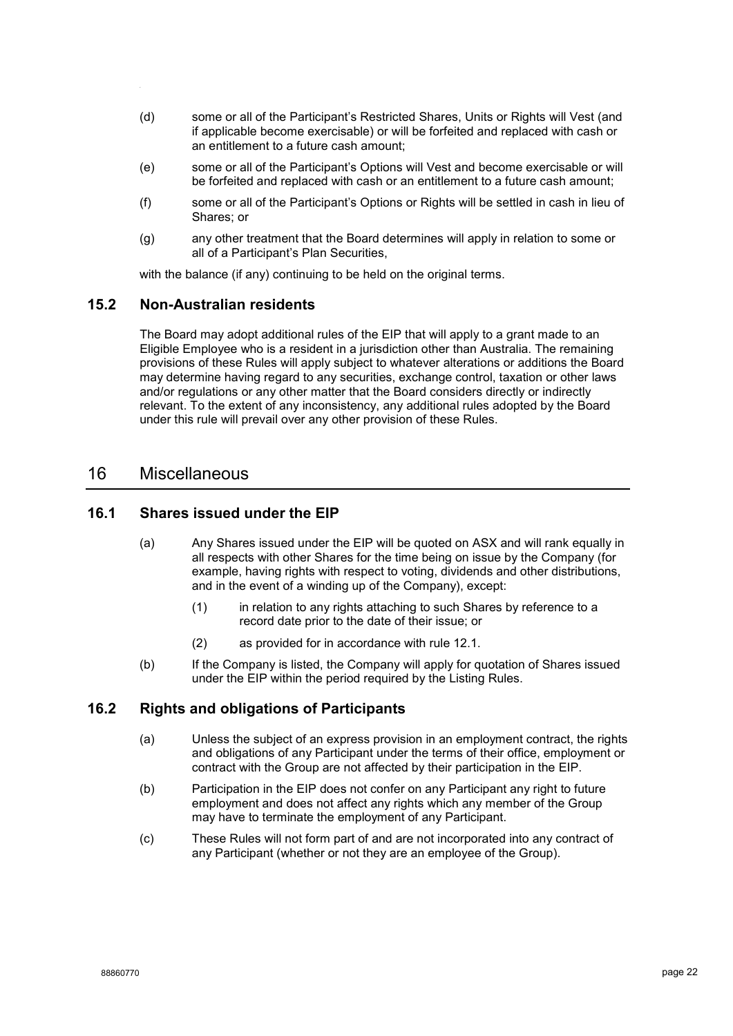(d) some or all of the Participant's Restricted Shares, Units or Rights will Vest (and if applicable become exercisable) or will be forfeited and replaced with cash or an entitlement to a future cash amount;

(e) some or all of the Participant's Options will Vest and become exercisable or will be forfeited and replaced with cash or an entitlement to a future cash amount;

(f) some or all of the Participant's Options or Rights will be settled in cash in lieu of Shares; or

(g) any other treatment that the Board determines will apply in relation to some or all of a Participant's Plan Securities,

with the balance (if any) continuing to be held on the original terms.

### 15.2 Non-Australian residents

The Board may adopt additional rules of the EIP that will apply to a grant made to an Eligible Employee who is a resident in a jurisdiction other than Australia. The remaining provisions of these Rules will apply subject to whatever alterations or additions the Board may determine having regard to any securities, exchange control, taxation or other laws and/or regulations or any other matter that the Board considers directly or indirectly relevant. To the extent of any inconsistency, any additional rules adopted by the Board under this rule will prevail over any other provision of these Rules.

## 16 Miscellaneous

### 16.1 Shares issued under the EIP

(a) Any Shares issued under the EIP will be quoted on ASX and will rank equally in all respects with other Shares for the time being on issue by the Company (for example, having rights with respect to voting, dividends and other distributions, and in the event of a winding up of the Company), except:

(1) in relation to any rights attaching to such Shares by reference to a record date prior to the date of their issue; or

(2) as provided for in accordance with rule 12.1.

(b) If the Company is listed, the Company will apply for quotation of Shares issued under the EIP within the period required by the Listing Rules.

### 16.2 Rights and obligations of Participants

(a) Unless the subject of an express provision in an employment contract, the rights and obligations of any Participant under the terms of their office, employment or contract with the Group are not affected by their participation in the EIP.

(b) Participation in the EIP does not confer on any Participant any right to future employment and does not affect any rights which any member of the Group may have to terminate the employment of any Participant.

(c) These Rules will not form part of and are not incorporated into any contract of any Participant (whether or not they are an employee of the Group).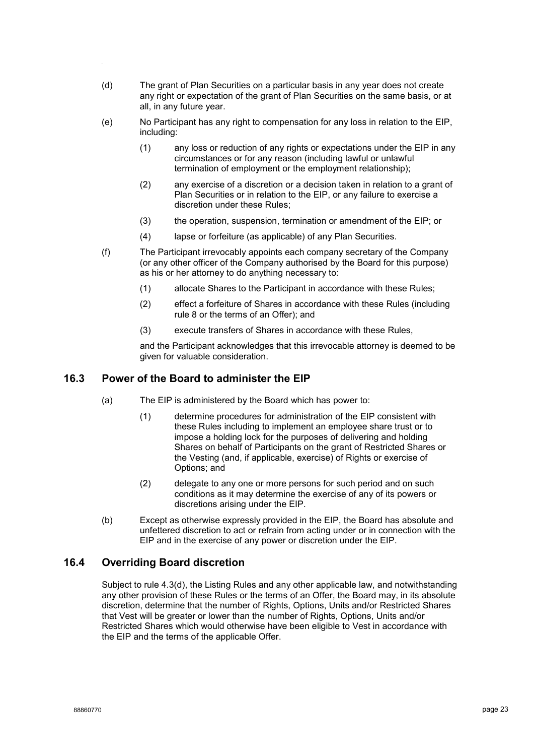(d) The grant of Plan Securities on a particular basis in any year does not create any right or expectation of the grant of Plan Securities on the same basis, or at all, in any future year.

(e) No Participant has any right to compensation for any loss in relation to the EIP, including:

  (1) any loss or reduction of any rights or expectations under the EIP in any circumstances or for any reason (including lawful or unlawful termination of employment or the employment relationship);

  (2) any exercise of a discretion or a decision taken in relation to a grant of Plan Securities or in relation to the EIP, or any failure to exercise a discretion under these Rules;

  (3) the operation, suspension, termination or amendment of the EIP; or

  (4) lapse or forfeiture (as applicable) of any Plan Securities.

(f) The Participant irrevocably appoints each company secretary of the Company (or any other officer of the Company authorised by the Board for this purpose) as his or her attorney to do anything necessary to:

  (1) allocate Shares to the Participant in accordance with these Rules;

  (2) effect a forfeiture of Shares in accordance with these Rules (including rule 8 or the terms of an Offer); and

  (3) execute transfers of Shares in accordance with these Rules,

and the Participant acknowledges that this irrevocable attorney is deemed to be given for valuable consideration.

## 16.3 Power of the Board to administer the EIP

(a) The EIP is administered by the Board which has power to:

  (1) determine procedures for administration of the EIP consistent with these Rules including to implement an employee share trust or to impose a holding lock for the purposes of delivering and holding Shares on behalf of Participants on the grant of Restricted Shares or the Vesting (and, if applicable, exercise) of Rights or exercise of Options; and

  (2) delegate to any one or more persons for such period and on such conditions as it may determine the exercise of any of its powers or discretions arising under the EIP.

(b) Except as otherwise expressly provided in the EIP, the Board has absolute and unfettered discretion to act or refrain from acting under or in connection with the EIP and in the exercise of any power or discretion under the EIP.

## 16.4 Overriding Board discretion

Subject to rule 4.3(d), the Listing Rules and any other applicable law, and notwithstanding any other provision of these Rules or the terms of an Offer, the Board may, in its absolute discretion, determine that the number of Rights, Options, Units and/or Restricted Shares that Vest will be greater or lower than the number of Rights, Options, Units and/or Restricted Shares which would otherwise have been eligible to Vest in accordance with the EIP and the terms of the applicable Offer.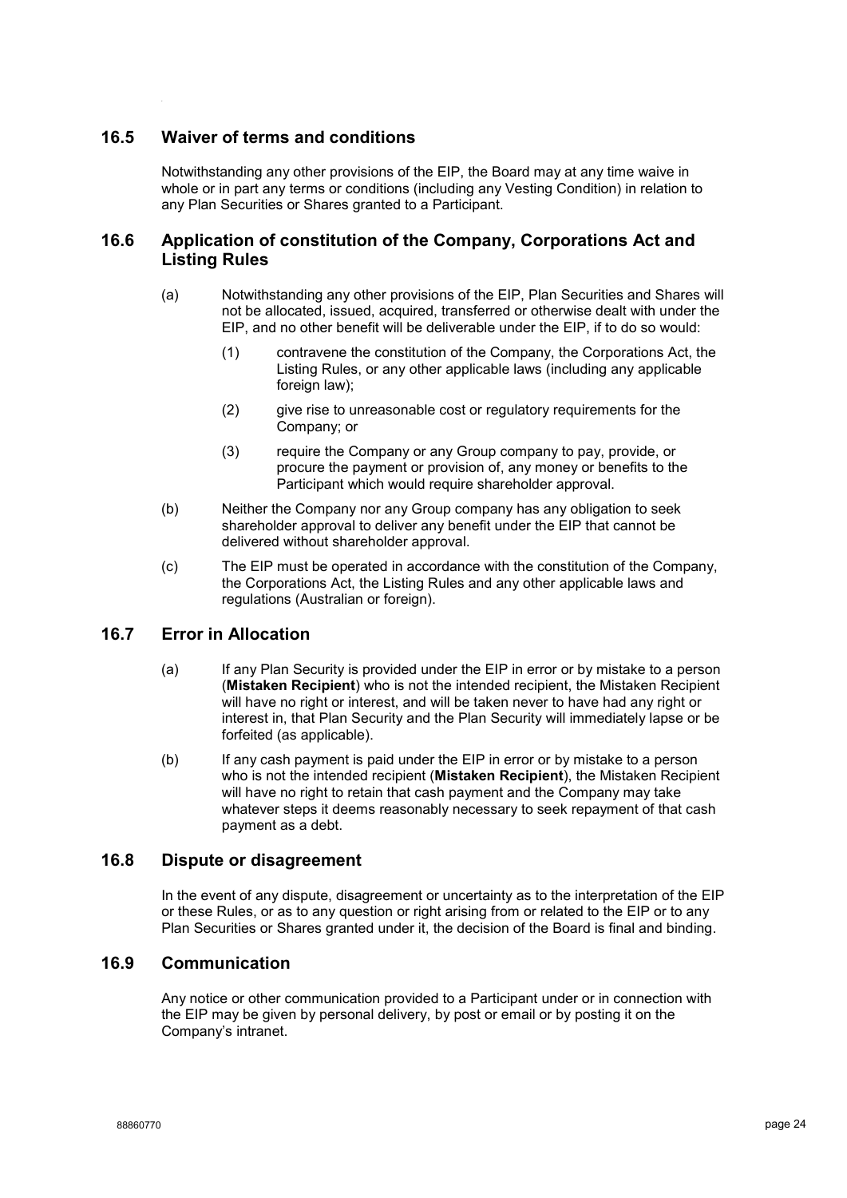## 16.5 Waiver of terms and conditions

Notwithstanding any other provisions of the EIP, the Board may at any time waive in whole or in part any terms or conditions (including any Vesting Condition) in relation to any Plan Securities or Shares granted to a Participant.

## 16.6 Application of constitution of the Company, Corporations Act and Listing Rules

(a) Notwithstanding any other provisions of the EIP, Plan Securities and Shares will not be allocated, issued, acquired, transferred or otherwise dealt with under the EIP, and no other benefit will be deliverable under the EIP, if to do so would:

(1) contravene the constitution of the Company, the Corporations Act, the Listing Rules, or any other applicable laws (including any applicable foreign law);

(2) give rise to unreasonable cost or regulatory requirements for the Company; or

(3) require the Company or any Group company to pay, provide, or procure the payment or provision of, any money or benefits to the Participant which would require shareholder approval.

(b) Neither the Company nor any Group company has any obligation to seek shareholder approval to deliver any benefit under the EIP that cannot be delivered without shareholder approval.

(c) The EIP must be operated in accordance with the constitution of the Company, the Corporations Act, the Listing Rules and any other applicable laws and regulations (Australian or foreign).

## 16.7 Error in Allocation

(a) If any Plan Security is provided under the EIP in error or by mistake to a person (**Mistaken Recipient**) who is not the intended recipient, the Mistaken Recipient will have no right or interest, and will be taken never to have had any right or interest in, that Plan Security and the Plan Security will immediately lapse or be forfeited (as applicable).

(b) If any cash payment is paid under the EIP in error or by mistake to a person who is not the intended recipient (**Mistaken Recipient**), the Mistaken Recipient will have no right to retain that cash payment and the Company may take whatever steps it deems reasonably necessary to seek repayment of that cash payment as a debt.

## 16.8 Dispute or disagreement

In the event of any dispute, disagreement or uncertainty as to the interpretation of the EIP or these Rules, or as to any question or right arising from or related to the EIP or to any Plan Securities or Shares granted under it, the decision of the Board is final and binding.

## 16.9 Communication

Any notice or other communication provided to a Participant under or in connection with the EIP may be given by personal delivery, by post or email or by posting it on the Company's intranet.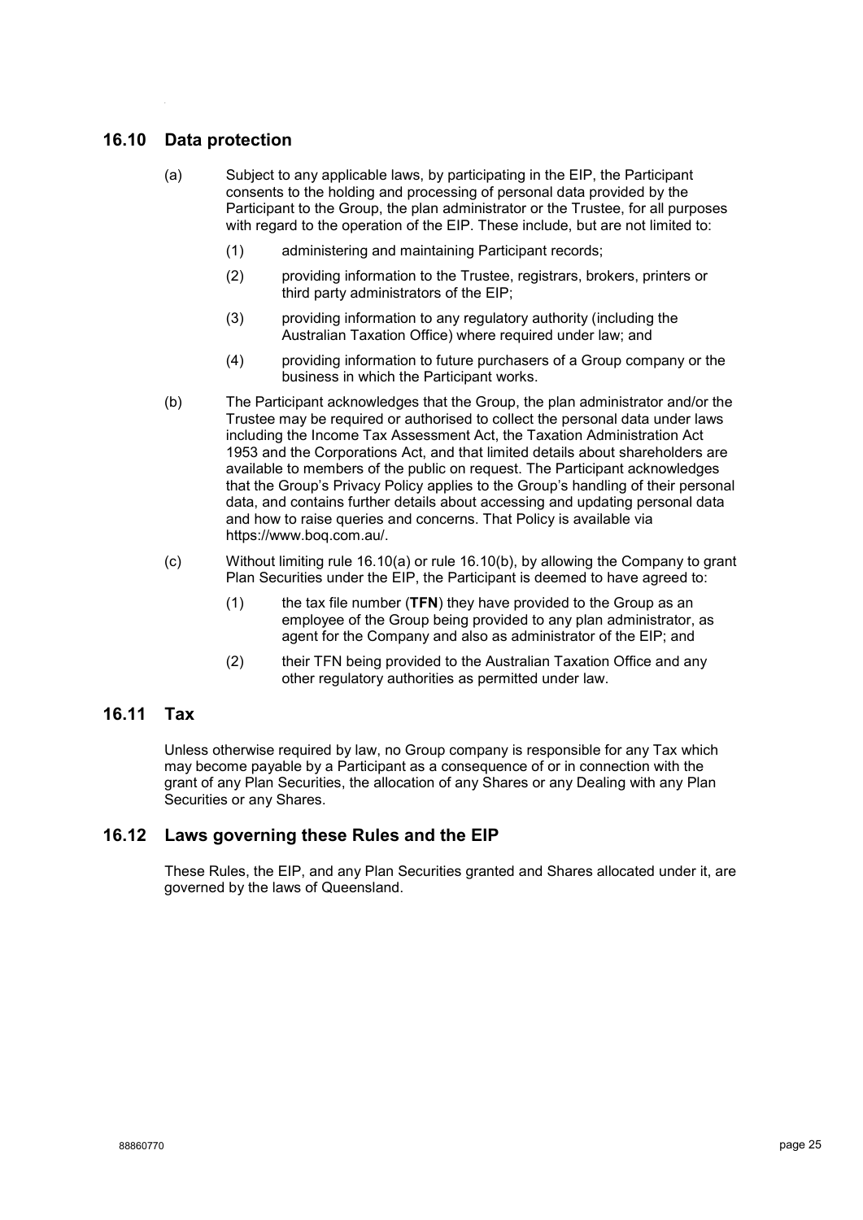## 16.10 Data protection

(a) Subject to any applicable laws, by participating in the EIP, the Participant consents to the holding and processing of personal data provided by the Participant to the Group, the plan administrator or the Trustee, for all purposes with regard to the operation of the EIP. These include, but are not limited to:

(1) administering and maintaining Participant records;

(2) providing information to the Trustee, registrars, brokers, printers or third party administrators of the EIP;

(3) providing information to any regulatory authority (including the Australian Taxation Office) where required under law; and

(4) providing information to future purchasers of a Group company or the business in which the Participant works.

(b) The Participant acknowledges that the Group, the plan administrator and/or the Trustee may be required or authorised to collect the personal data under laws including the Income Tax Assessment Act, the Taxation Administration Act 1953 and the Corporations Act, and that limited details about shareholders are available to members of the public on request. The Participant acknowledges that the Group's Privacy Policy applies to the Group's handling of their personal data, and contains further details about accessing and updating personal data and how to raise queries and concerns. That Policy is available via https://www.boq.com.au/.

(c) Without limiting rule 16.10(a) or rule 16.10(b), by allowing the Company to grant Plan Securities under the EIP, the Participant is deemed to have agreed to:

(1) the tax file number (**TFN**) they have provided to the Group as an employee of the Group being provided to any plan administrator, as agent for the Company and also as administrator of the EIP; and

(2) their TFN being provided to the Australian Taxation Office and any other regulatory authorities as permitted under law.

## 16.11 Tax

Unless otherwise required by law, no Group company is responsible for any Tax which may become payable by a Participant as a consequence of or in connection with the grant of any Plan Securities, the allocation of any Shares or any Dealing with any Plan Securities or any Shares.

## 16.12 Laws governing these Rules and the EIP

These Rules, the EIP, and any Plan Securities granted and Shares allocated under it, are governed by the laws of Queensland.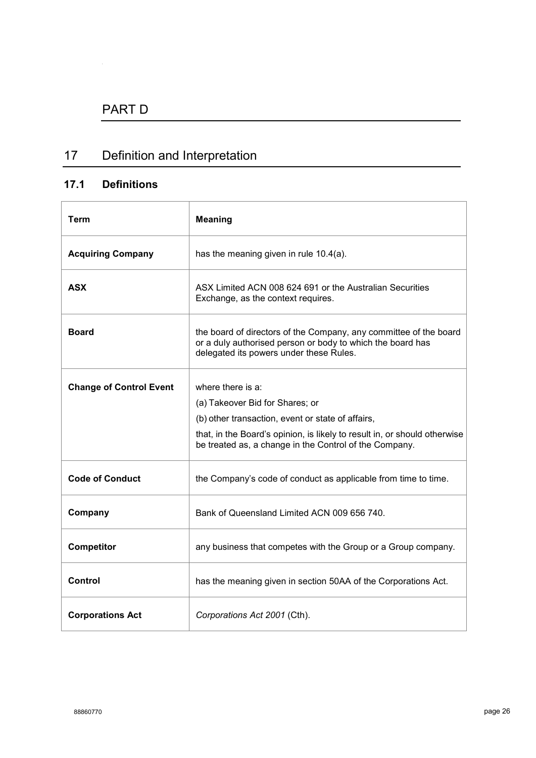# PART D

## 17 Definition and Interpretation

### 17.1 Definitions

| Term | Meaning |
|---|---|
| **Acquiring Company** | has the meaning given in rule 10.4(a). |
| **ASX** | ASX Limited ACN 008 624 691 or the Australian Securities Exchange, as the context requires. |
| **Board** | the board of directors of the Company, any committee of the board or a duly authorised person or body to which the board has delegated its powers under these Rules. |
| **Change of Control Event** | where there is a:<br>(a) Takeover Bid for Shares; or<br>(b) other transaction, event or state of affairs,<br>that, in the Board's opinion, is likely to result in, or should otherwise be treated as, a change in the Control of the Company. |
| **Code of Conduct** | the Company's code of conduct as applicable from time to time. |
| **Company** | Bank of Queensland Limited ACN 009 656 740. |
| **Competitor** | any business that competes with the Group or a Group company. |
| **Control** | has the meaning given in section 50AA of the Corporations Act. |
| **Corporations Act** | *Corporations Act 2001* (Cth). |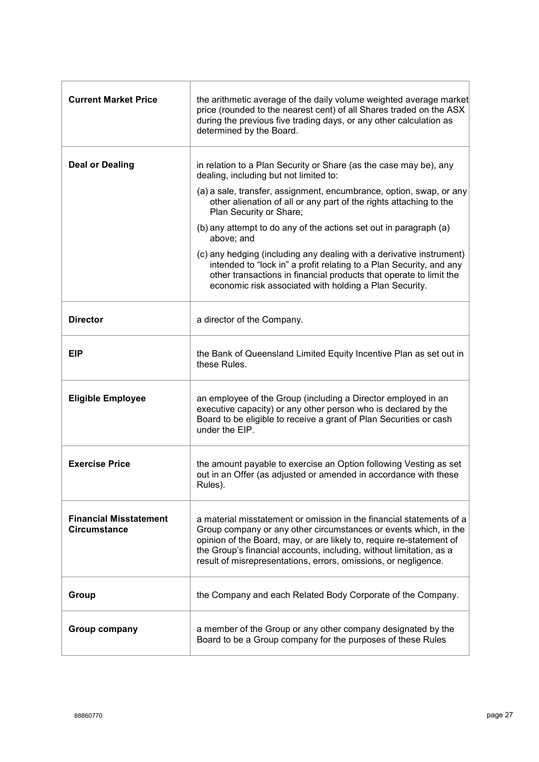| | |
|---|---|
| **Current Market Price** | the arithmetic average of the daily volume weighted average market price (rounded to the nearest cent) of all Shares traded on the ASX during the previous five trading days, or any other calculation as determined by the Board. |
| **Deal or Dealing** | in relation to a Plan Security or Share (as the case may be), any dealing, including but not limited to:<br>(a) a sale, transfer, assignment, encumbrance, option, swap, or any other alienation of all or any part of the rights attaching to the Plan Security or Share;<br>(b) any attempt to do any of the actions set out in paragraph (a) above; and<br>(c) any hedging (including any dealing with a derivative instrument) intended to "lock in" a profit relating to a Plan Security, and any other transactions in financial products that operate to limit the economic risk associated with holding a Plan Security. |
| **Director** | a director of the Company. |
| **EIP** | the Bank of Queensland Limited Equity Incentive Plan as set out in these Rules. |
| **Eligible Employee** | an employee of the Group (including a Director employed in an executive capacity) or any other person who is declared by the Board to be eligible to receive a grant of Plan Securities or cash under the EIP. |
| **Exercise Price** | the amount payable to exercise an Option following Vesting as set out in an Offer (as adjusted or amended in accordance with these Rules). |
| **Financial Misstatement Circumstance** | a material misstatement or omission in the financial statements of a Group company or any other circumstances or events which, in the opinion of the Board, may, or are likely to, require re-statement of the Group's financial accounts, including, without limitation, as a result of misrepresentations, errors, omissions, or negligence. |
| **Group** | the Company and each Related Body Corporate of the Company. |
| **Group company** | a member of the Group or any other company designated by the Board to be a Group company for the purposes of these Rules |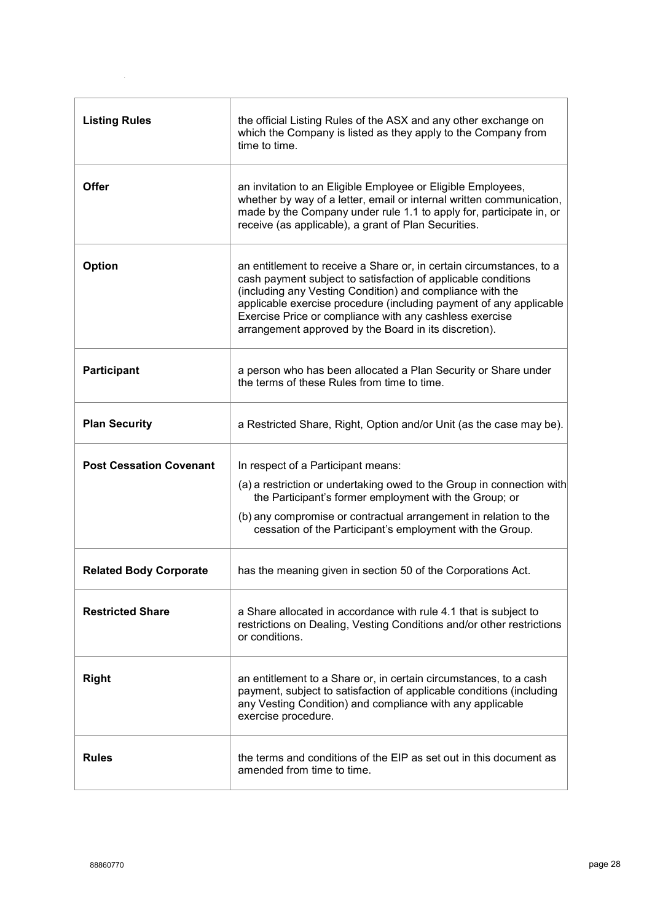| | |
|---|---|
| **Listing Rules** | the official Listing Rules of the ASX and any other exchange on which the Company is listed as they apply to the Company from time to time. |
| **Offer** | an invitation to an Eligible Employee or Eligible Employees, whether by way of a letter, email or internal written communication, made by the Company under rule 1.1 to apply for, participate in, or receive (as applicable), a grant of Plan Securities. |
| **Option** | an entitlement to receive a Share or, in certain circumstances, to a cash payment subject to satisfaction of applicable conditions (including any Vesting Condition) and compliance with the applicable exercise procedure (including payment of any applicable Exercise Price or compliance with any cashless exercise arrangement approved by the Board in its discretion). |
| **Participant** | a person who has been allocated a Plan Security or Share under the terms of these Rules from time to time. |
| **Plan Security** | a Restricted Share, Right, Option and/or Unit (as the case may be). |
| **Post Cessation Covenant** | In respect of a Participant means:<br>(a) a restriction or undertaking owed to the Group in connection with the Participant's former employment with the Group; or<br>(b) any compromise or contractual arrangement in relation to the cessation of the Participant's employment with the Group. |
| **Related Body Corporate** | has the meaning given in section 50 of the Corporations Act. |
| **Restricted Share** | a Share allocated in accordance with rule 4.1 that is subject to restrictions on Dealing, Vesting Conditions and/or other restrictions or conditions. |
| **Right** | an entitlement to a Share or, in certain circumstances, to a cash payment, subject to satisfaction of applicable conditions (including any Vesting Condition) and compliance with any applicable exercise procedure. |
| **Rules** | the terms and conditions of the EIP as set out in this document as amended from time to time. |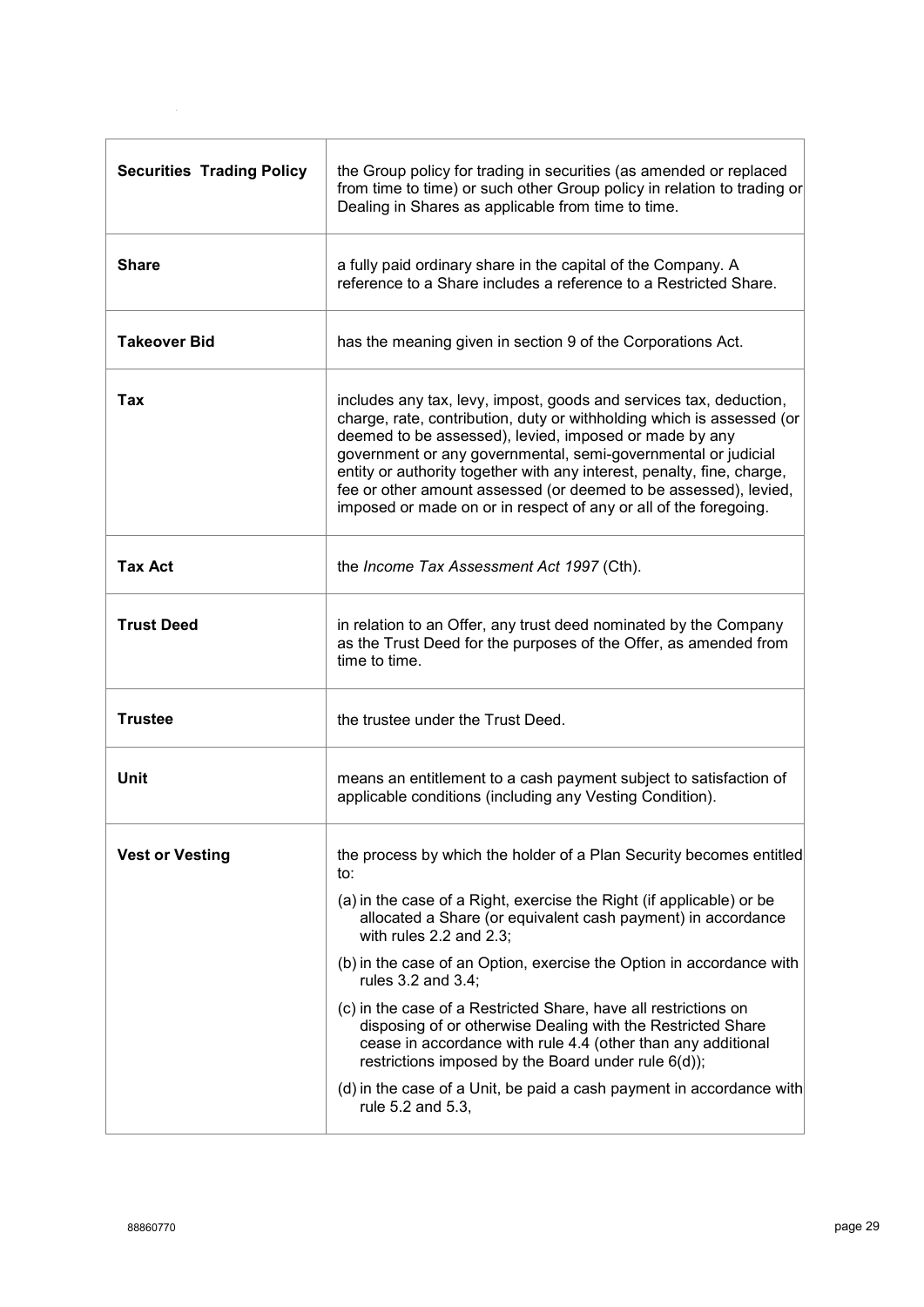| | |
|---|---|
| **Securities Trading Policy** | the Group policy for trading in securities (as amended or replaced from time to time) or such other Group policy in relation to trading or Dealing in Shares as applicable from time to time. |
| **Share** | a fully paid ordinary share in the capital of the Company. A reference to a Share includes a reference to a Restricted Share. |
| **Takeover Bid** | has the meaning given in section 9 of the Corporations Act. |
| **Tax** | includes any tax, levy, impost, goods and services tax, deduction, charge, rate, contribution, duty or withholding which is assessed (or deemed to be assessed), levied, imposed or made by any government or any governmental, semi-governmental or judicial entity or authority together with any interest, penalty, fine, charge, fee or other amount assessed (or deemed to be assessed), levied, imposed or made on or in respect of any or all of the foregoing. |
| **Tax Act** | the *Income Tax Assessment Act 1997* (Cth). |
| **Trust Deed** | in relation to an Offer, any trust deed nominated by the Company as the Trust Deed for the purposes of the Offer, as amended from time to time. |
| **Trustee** | the trustee under the Trust Deed. |
| **Unit** | means an entitlement to a cash payment subject to satisfaction of applicable conditions (including any Vesting Condition). |
| **Vest or Vesting** | the process by which the holder of a Plan Security becomes entitled to:<br>(a) in the case of a Right, exercise the Right (if applicable) or be allocated a Share (or equivalent cash payment) in accordance with rules 2.2 and 2.3;<br>(b) in the case of an Option, exercise the Option in accordance with rules 3.2 and 3.4;<br>(c) in the case of a Restricted Share, have all restrictions on disposing of or otherwise Dealing with the Restricted Share cease in accordance with rule 4.4 (other than any additional restrictions imposed by the Board under rule 6(d));<br>(d) in the case of a Unit, be paid a cash payment in accordance with rule 5.2 and 5.3, |

88860770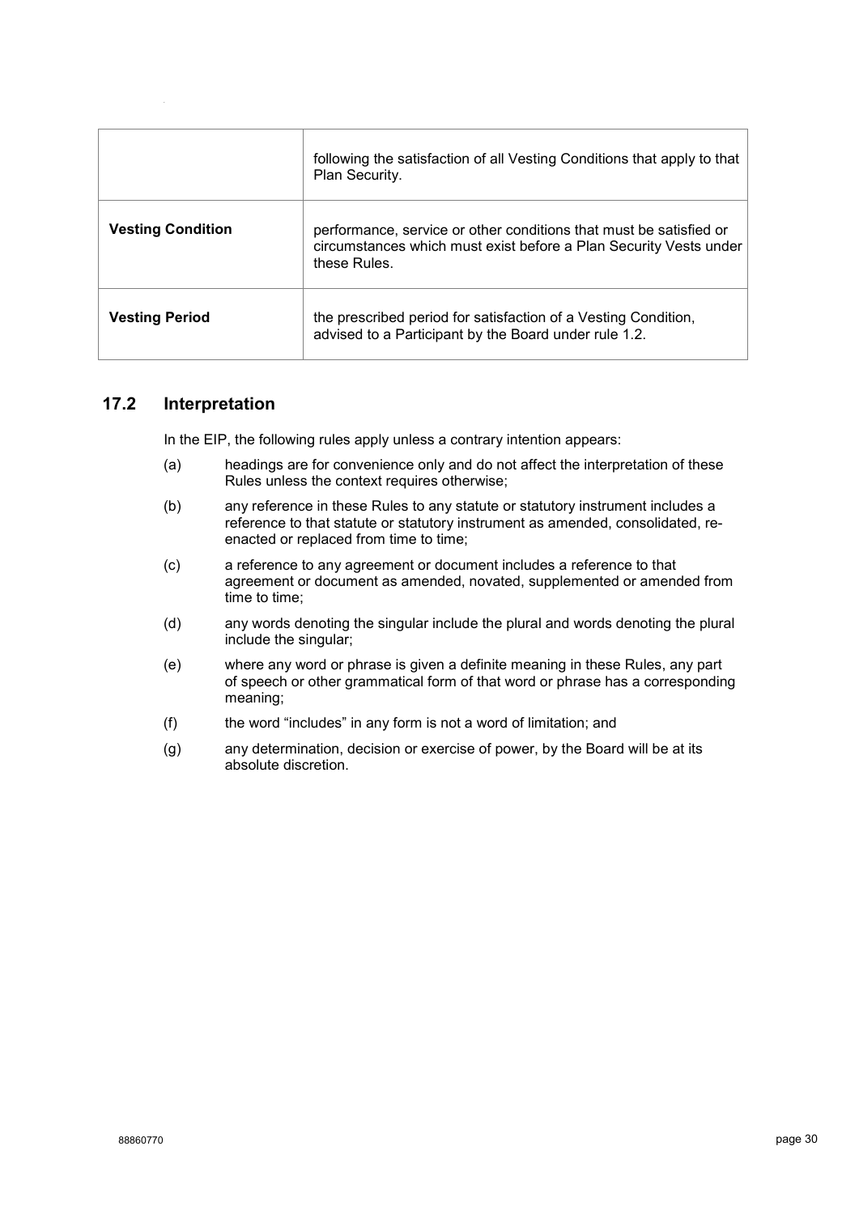| | |
|---|---|
| | following the satisfaction of all Vesting Conditions that apply to that Plan Security. |
| **Vesting Condition** | performance, service or other conditions that must be satisfied or circumstances which must exist before a Plan Security Vests under these Rules. |
| **Vesting Period** | the prescribed period for satisfaction of a Vesting Condition, advised to a Participant by the Board under rule 1.2. |

## 17.2 Interpretation

In the EIP, the following rules apply unless a contrary intention appears:

(a) headings are for convenience only and do not affect the interpretation of these Rules unless the context requires otherwise;

(b) any reference in these Rules to any statute or statutory instrument includes a reference to that statute or statutory instrument as amended, consolidated, re-enacted or replaced from time to time;

(c) a reference to any agreement or document includes a reference to that agreement or document as amended, novated, supplemented or amended from time to time;

(d) any words denoting the singular include the plural and words denoting the plural include the singular;

(e) where any word or phrase is given a definite meaning in these Rules, any part of speech or other grammatical form of that word or phrase has a corresponding meaning;

(f) the word “includes” in any form is not a word of limitation; and

(g) any determination, decision or exercise of power, by the Board will be at its absolute discretion.